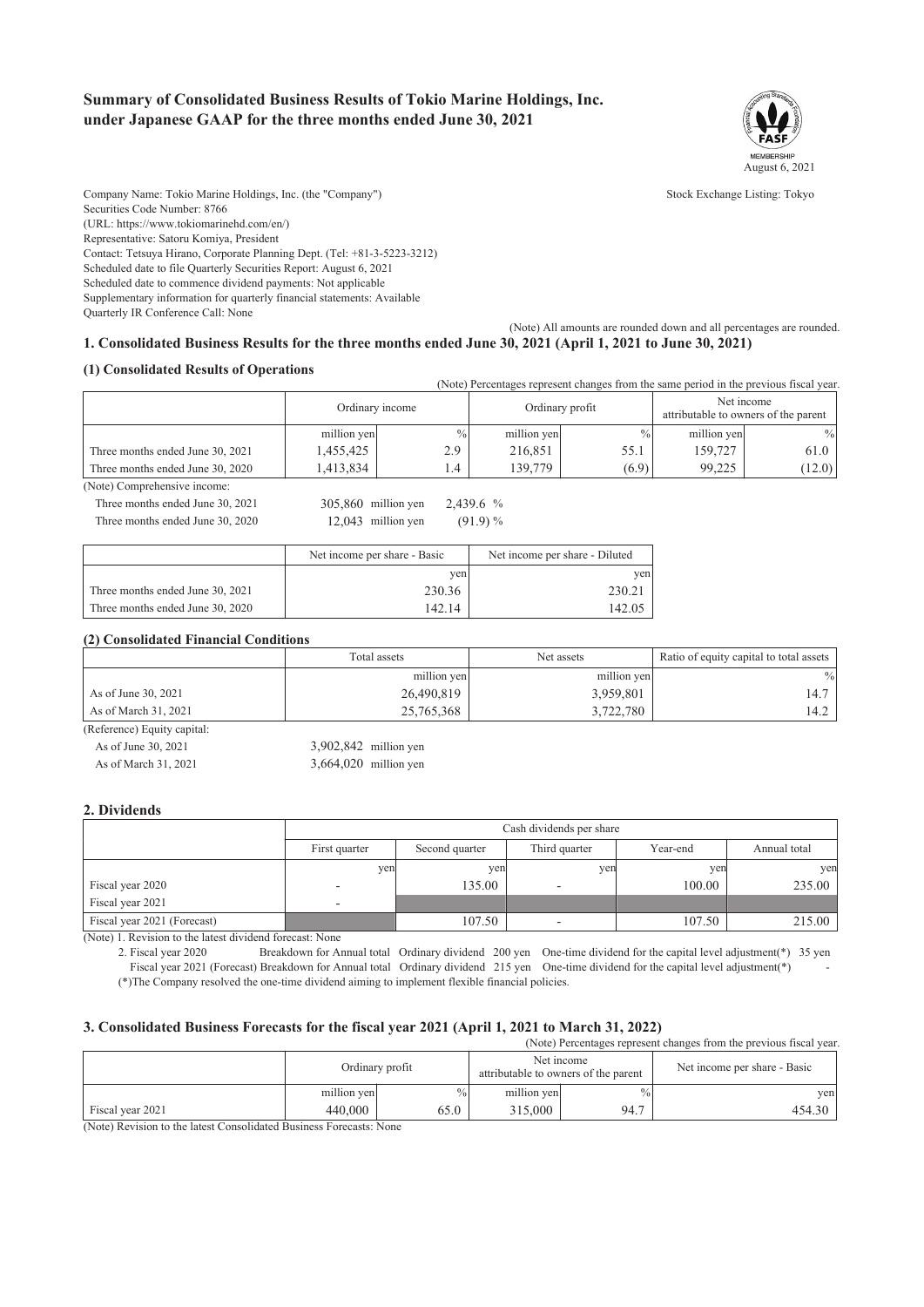# Summary of Consolidated Business Results of Tokio Marine Holdings, Inc. under Japanese GAAP for the three months ended June 30, 2021

August 6, 2021

Company Name: Tokio Marine Holdings, Inc. (the "Company")  
Stock Exchange Listing: Tokyo  
Securities Code Number: 8766  
(URL: https://www.tokiomarinehd.com/en/)  
Representative: Satoru Komiya, President  
Contact: Tetsuya Hirano, Corporate Planning Dept. (Tel: +81-3-5223-3212)  
Scheduled date to file Quarterly Securities Report: August 6, 2021  
Scheduled date to commence dividend payments: Not applicable  
Supplementary information for quarterly financial statements: Available  
Quarterly IR Conference Call: None

(Note) All amounts are rounded down and all percentages are rounded.

## 1. Consolidated Business Results for the three months ended June 30, 2021 (April 1, 2021 to June 30, 2021)

### (1) Consolidated Results of Operations

(Note) Percentages represent changes from the same period in the previous fiscal year.

| | Ordinary income | | Ordinary profit | | Net income attributable to owners of the parent | |
|---|---|---|---|---|---|---|
| | million yen | % | million yen | % | million yen | % |
| Three months ended June 30, 2021 | 1,455,425 | 2.9 | 216,851 | 55.1 | 159,727 | 61.0 |
| Three months ended June 30, 2020 | 1,413,834 | 1.4 | 139,779 | (6.9) | 99,225 | (12.0) |

(Note) Comprehensive income:  
Three months ended June 30, 2021 305,860 million yen 2,439.6 %  
Three months ended June 30, 2020 12,043 million yen (91.9) %

| | Net income per share - Basic | Net income per share - Diluted |
|---|---|---|
| | yen | yen |
| Three months ended June 30, 2021 | 230.36 | 230.21 |
| Three months ended June 30, 2020 | 142.14 | 142.05 |

### (2) Consolidated Financial Conditions

| | Total assets | Net assets | Ratio of equity capital to total assets |
|---|---|---|---|
| | million yen | million yen | % |
| As of June 30, 2021 | 26,490,819 | 3,959,801 | 14.7 |
| As of March 31, 2021 | 25,765,368 | 3,722,780 | 14.2 |

(Reference) Equity capital:  
As of June 30, 2021 3,902,842 million yen  
As of March 31, 2021 3,664,020 million yen

## 2. Dividends

| | Cash dividends per share | | | | |
|---|---|---|---|---|---|
| | First quarter | Second quarter | Third quarter | Year-end | Annual total |
| | yen | yen | yen | yen | yen |
| Fiscal year 2020 | - | 135.00 | - | 100.00 | 235.00 |
| Fiscal year 2021 | - | | | | |
| Fiscal year 2021 (Forecast) | | 107.50 | - | 107.50 | 215.00 |

(Note) 1. Revision to the latest dividend forecast: None  
2. Fiscal year 2020 Breakdown for Annual total Ordinary dividend 200 yen One-time dividend for the capital level adjustment(*) 35 yen  
Fiscal year 2021 (Forecast) Breakdown for Annual total Ordinary dividend 215 yen One-time dividend for the capital level adjustment(*) -  
(*)The Company resolved the one-time dividend aiming to implement flexible financial policies.

## 3. Consolidated Business Forecasts for the fiscal year 2021 (April 1, 2021 to March 31, 2022)

(Note) Percentages represent changes from the previous fiscal year.

| | Ordinary profit | | Net income attributable to owners of the parent | | Net income per share - Basic |
|---|---|---|---|---|---|
| | million yen | % | million yen | % | yen |
| Fiscal year 2021 | 440,000 | 65.0 | 315,000 | 94.7 | 454.30 |

(Note) Revision to the latest Consolidated Business Forecasts: None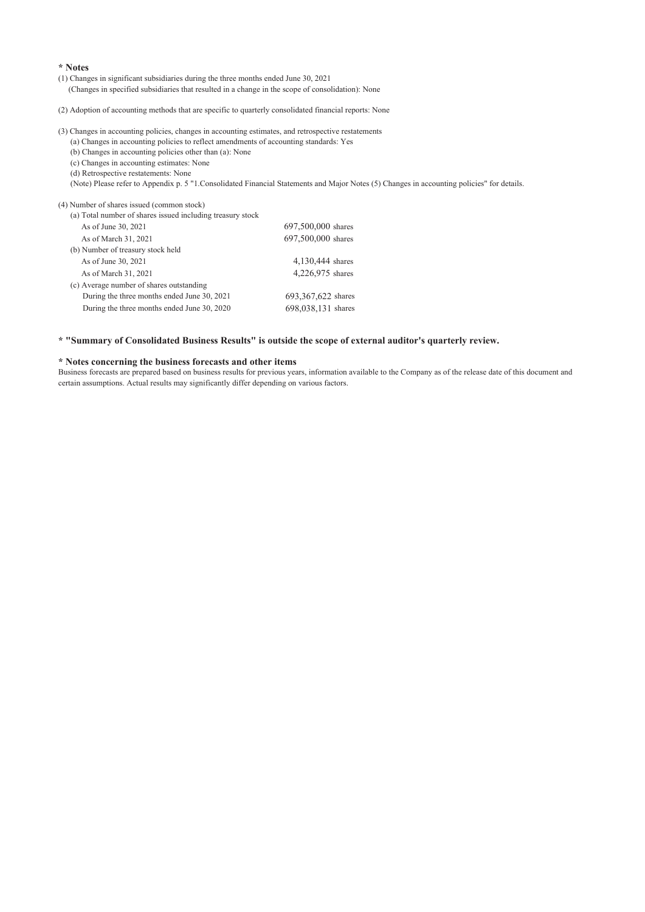**\* Notes**

(1) Changes in significant subsidiaries during the three months ended June 30, 2021
(Changes in specified subsidiaries that resulted in a change in the scope of consolidation): None

(2) Adoption of accounting methods that are specific to quarterly consolidated financial reports: None

(3) Changes in accounting policies, changes in accounting estimates, and retrospective restatements
(a) Changes in accounting policies to reflect amendments of accounting standards: Yes
(b) Changes in accounting policies other than (a): None
(c) Changes in accounting estimates: None
(d) Retrospective restatements: None
(Note) Please refer to Appendix p. 5 "1.Consolidated Financial Statements and Major Notes (5) Changes in accounting policies" for details.

(4) Number of shares issued (common stock)

| | |
|---|---|
| (a) Total number of shares issued including treasury stock | |
| As of June 30, 2021 | 697,500,000 shares |
| As of March 31, 2021 | 697,500,000 shares |
| (b) Number of treasury stock held | |
| As of June 30, 2021 | 4,130,444 shares |
| As of March 31, 2021 | 4,226,975 shares |
| (c) Average number of shares outstanding | |
| During the three months ended June 30, 2021 | 693,367,622 shares |
| During the three months ended June 30, 2020 | 698,038,131 shares |

**\* "Summary of Consolidated Business Results" is outside the scope of external auditor's quarterly review.**

**\* Notes concerning the business forecasts and other items**

Business forecasts are prepared based on business results for previous years, information available to the Company as of the release date of this document and certain assumptions. Actual results may significantly differ depending on various factors.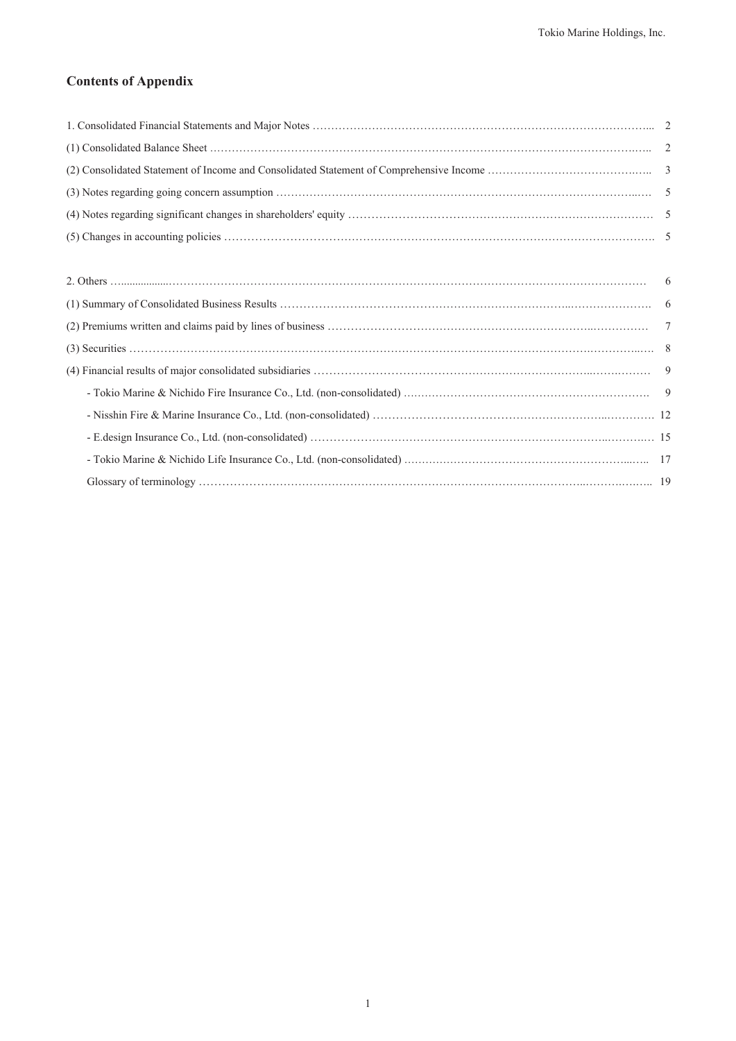# Contents of Appendix

| | |
|---|---|
| 1. Consolidated Financial Statements and Major Notes | 2 |
| (1) Consolidated Balance Sheet | 2 |
| (2) Consolidated Statement of Income and Consolidated Statement of Comprehensive Income | 3 |
| (3) Notes regarding going concern assumption | 5 |
| (4) Notes regarding significant changes in shareholders' equity | 5 |
| (5) Changes in accounting policies | 5 |

| | |
|---|---|
| 2. Others | 6 |
| (1) Summary of Consolidated Business Results | 6 |
| (2) Premiums written and claims paid by lines of business | 7 |
| (3) Securities | 8 |
| (4) Financial results of major consolidated subsidiaries | 9 |
| - Tokio Marine & Nichido Fire Insurance Co., Ltd. (non-consolidated) | 9 |
| - Nisshin Fire & Marine Insurance Co., Ltd. (non-consolidated) | 12 |
| - E.design Insurance Co., Ltd. (non-consolidated) | 15 |
| - Tokio Marine & Nichido Life Insurance Co., Ltd. (non-consolidated) | 17 |
| Glossary of terminology | 19 |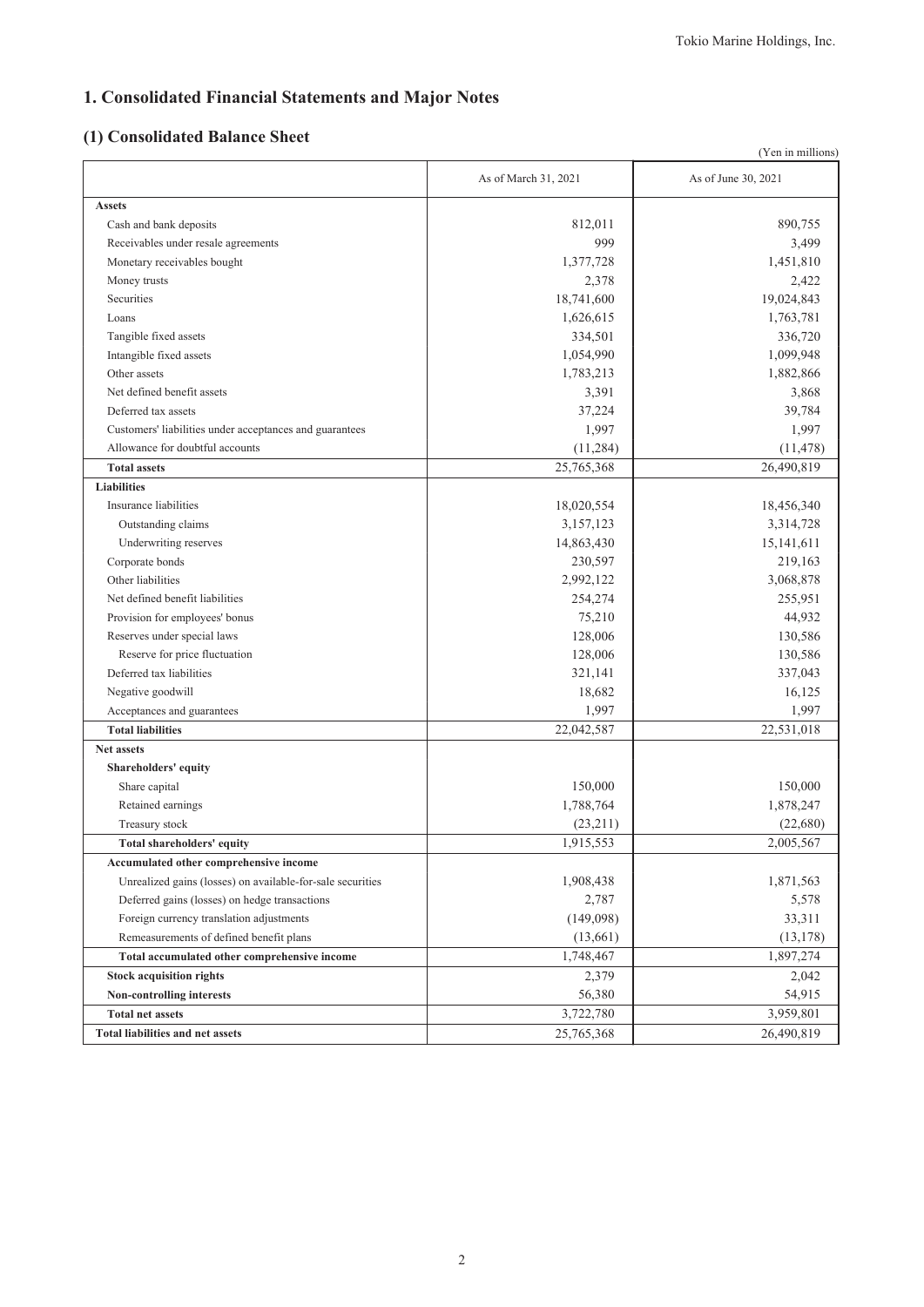# 1. Consolidated Financial Statements and Major Notes

## (1) Consolidated Balance Sheet

(Yen in millions)

| | As of March 31, 2021 | As of June 30, 2021 |
|---|---|---|
| **Assets** | | |
| Cash and bank deposits | 812,011 | 890,755 |
| Receivables under resale agreements | 999 | 3,499 |
| Monetary receivables bought | 1,377,728 | 1,451,810 |
| Money trusts | 2,378 | 2,422 |
| Securities | 18,741,600 | 19,024,843 |
| Loans | 1,626,615 | 1,763,781 |
| Tangible fixed assets | 334,501 | 336,720 |
| Intangible fixed assets | 1,054,990 | 1,099,948 |
| Other assets | 1,783,213 | 1,882,866 |
| Net defined benefit assets | 3,391 | 3,868 |
| Deferred tax assets | 37,224 | 39,784 |
| Customers' liabilities under acceptances and guarantees | 1,997 | 1,997 |
| Allowance for doubtful accounts | (11,284) | (11,478) |
| **Total assets** | 25,765,368 | 26,490,819 |
| **Liabilities** | | |
| Insurance liabilities | 18,020,554 | 18,456,340 |
| Outstanding claims | 3,157,123 | 3,314,728 |
| Underwriting reserves | 14,863,430 | 15,141,611 |
| Corporate bonds | 230,597 | 219,163 |
| Other liabilities | 2,992,122 | 3,068,878 |
| Net defined benefit liabilities | 254,274 | 255,951 |
| Provision for employees' bonus | 75,210 | 44,932 |
| Reserves under special laws | 128,006 | 130,586 |
| Reserve for price fluctuation | 128,006 | 130,586 |
| Deferred tax liabilities | 321,141 | 337,043 |
| Negative goodwill | 18,682 | 16,125 |
| Acceptances and guarantees | 1,997 | 1,997 |
| **Total liabilities** | 22,042,587 | 22,531,018 |
| **Net assets** | | |
| **Shareholders' equity** | | |
| Share capital | 150,000 | 150,000 |
| Retained earnings | 1,788,764 | 1,878,247 |
| Treasury stock | (23,211) | (22,680) |
| **Total shareholders' equity** | 1,915,553 | 2,005,567 |
| **Accumulated other comprehensive income** | | |
| Unrealized gains (losses) on available-for-sale securities | 1,908,438 | 1,871,563 |
| Deferred gains (losses) on hedge transactions | 2,787 | 5,578 |
| Foreign currency translation adjustments | (149,098) | 33,311 |
| Remeasurements of defined benefit plans | (13,661) | (13,178) |
| **Total accumulated other comprehensive income** | 1,748,467 | 1,897,274 |
| **Stock acquisition rights** | 2,379 | 2,042 |
| **Non-controlling interests** | 56,380 | 54,915 |
| **Total net assets** | 3,722,780 | 3,959,801 |
| **Total liabilities and net assets** | 25,765,368 | 26,490,819 |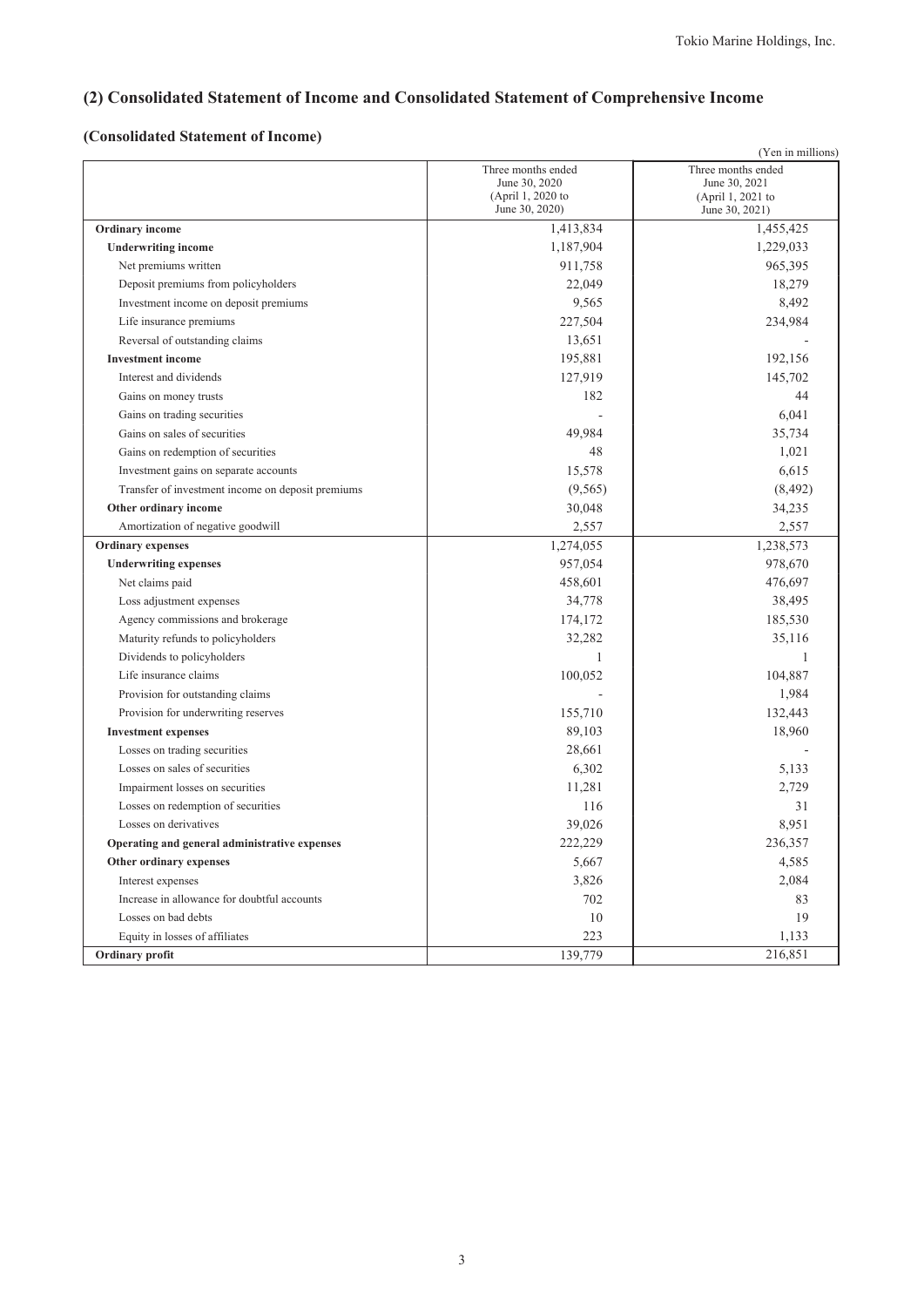## (2) Consolidated Statement of Income and Consolidated Statement of Comprehensive Income

### (Consolidated Statement of Income)

(Yen in millions)

| | Three months ended June 30, 2020 (April 1, 2020 to June 30, 2020) | Three months ended June 30, 2021 (April 1, 2021 to June 30, 2021) |
|---|---|---|
| **Ordinary income** | 1,413,834 | 1,455,425 |
| **Underwriting income** | 1,187,904 | 1,229,033 |
| Net premiums written | 911,758 | 965,395 |
| Deposit premiums from policyholders | 22,049 | 18,279 |
| Investment income on deposit premiums | 9,565 | 8,492 |
| Life insurance premiums | 227,504 | 234,984 |
| Reversal of outstanding claims | 13,651 | - |
| **Investment income** | 195,881 | 192,156 |
| Interest and dividends | 127,919 | 145,702 |
| Gains on money trusts | 182 | 44 |
| Gains on trading securities | - | 6,041 |
| Gains on sales of securities | 49,984 | 35,734 |
| Gains on redemption of securities | 48 | 1,021 |
| Investment gains on separate accounts | 15,578 | 6,615 |
| Transfer of investment income on deposit premiums | (9,565) | (8,492) |
| **Other ordinary income** | 30,048 | 34,235 |
| Amortization of negative goodwill | 2,557 | 2,557 |
| **Ordinary expenses** | 1,274,055 | 1,238,573 |
| **Underwriting expenses** | 957,054 | 978,670 |
| Net claims paid | 458,601 | 476,697 |
| Loss adjustment expenses | 34,778 | 38,495 |
| Agency commissions and brokerage | 174,172 | 185,530 |
| Maturity refunds to policyholders | 32,282 | 35,116 |
| Dividends to policyholders | 1 | 1 |
| Life insurance claims | 100,052 | 104,887 |
| Provision for outstanding claims | - | 1,984 |
| Provision for underwriting reserves | 155,710 | 132,443 |
| **Investment expenses** | 89,103 | 18,960 |
| Losses on trading securities | 28,661 | - |
| Losses on sales of securities | 6,302 | 5,133 |
| Impairment losses on securities | 11,281 | 2,729 |
| Losses on redemption of securities | 116 | 31 |
| Losses on derivatives | 39,026 | 8,951 |
| **Operating and general administrative expenses** | 222,229 | 236,357 |
| **Other ordinary expenses** | 5,667 | 4,585 |
| Interest expenses | 3,826 | 2,084 |
| Increase in allowance for doubtful accounts | 702 | 83 |
| Losses on bad debts | 10 | 19 |
| Equity in losses of affiliates | 223 | 1,133 |
| **Ordinary profit** | 139,779 | 216,851 |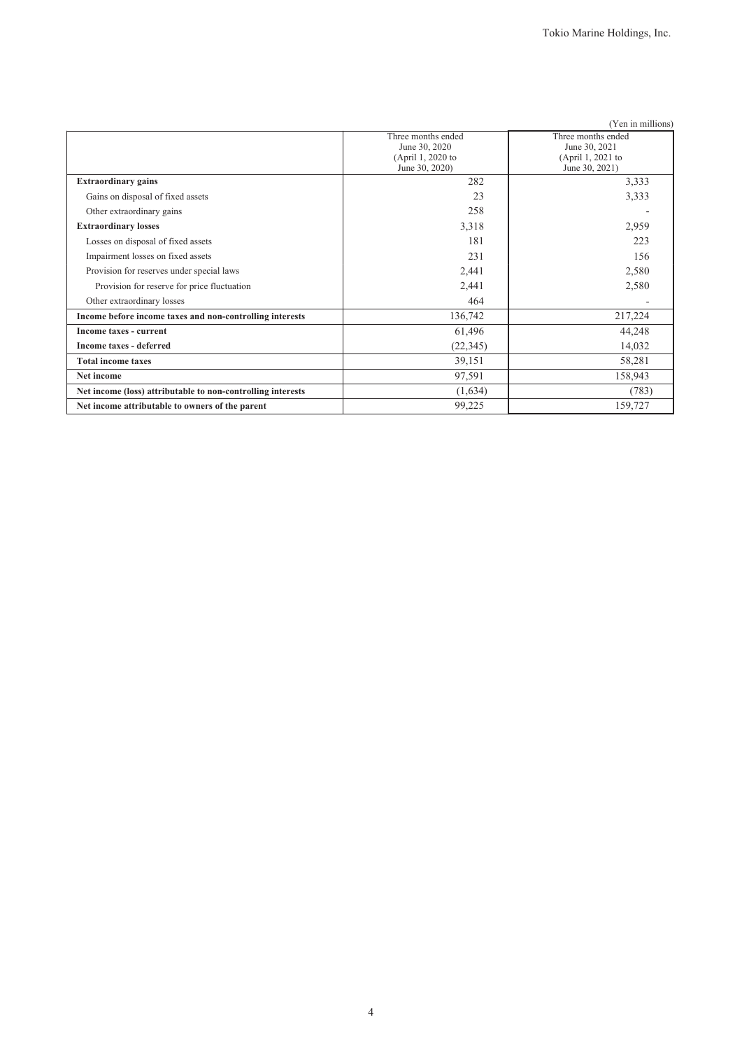(Yen in millions)

| | Three months ended June 30, 2020 (April 1, 2020 to June 30, 2020) | Three months ended June 30, 2021 (April 1, 2021 to June 30, 2021) |
|---|---|---|
| **Extraordinary gains** | 282 | 3,333 |
| Gains on disposal of fixed assets | 23 | 3,333 |
| Other extraordinary gains | 258 | - |
| **Extraordinary losses** | 3,318 | 2,959 |
| Losses on disposal of fixed assets | 181 | 223 |
| Impairment losses on fixed assets | 231 | 156 |
| Provision for reserves under special laws | 2,441 | 2,580 |
| Provision for reserve for price fluctuation | 2,441 | 2,580 |
| Other extraordinary losses | 464 | - |
| **Income before income taxes and non-controlling interests** | 136,742 | 217,224 |
| **Income taxes - current** | 61,496 | 44,248 |
| **Income taxes - deferred** | (22,345) | 14,032 |
| **Total income taxes** | 39,151 | 58,281 |
| **Net income** | 97,591 | 158,943 |
| **Net income (loss) attributable to non-controlling interests** | (1,634) | (783) |
| **Net income attributable to owners of the parent** | 99,225 | 159,727 |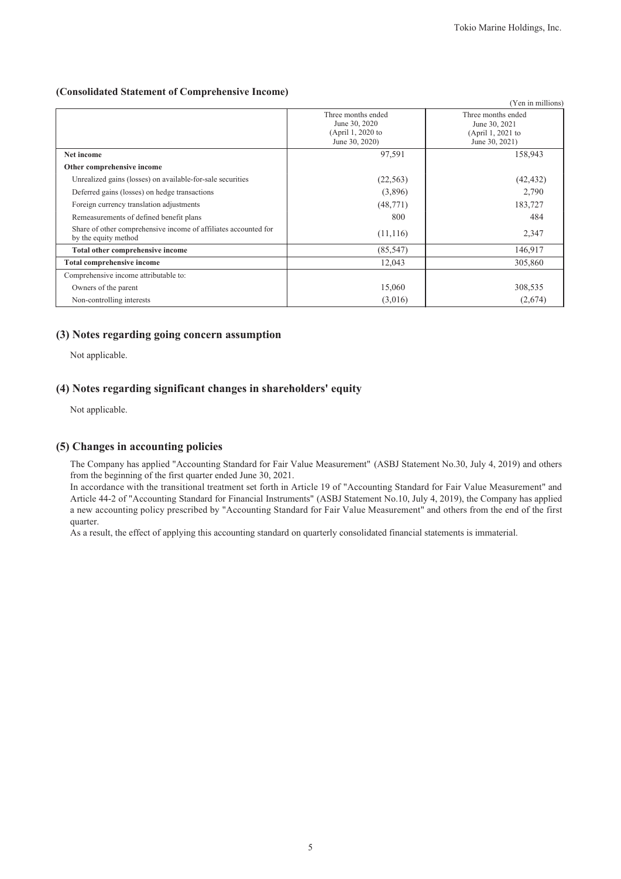### (Consolidated Statement of Comprehensive Income)

(Yen in millions)

| | Three months ended June 30, 2020 (April 1, 2020 to June 30, 2020) | Three months ended June 30, 2021 (April 1, 2021 to June 30, 2021) |
|---|---|---|
| **Net income** | 97,591 | 158,943 |
| **Other comprehensive income** | | |
| Unrealized gains (losses) on available-for-sale securities | (22,563) | (42,432) |
| Deferred gains (losses) on hedge transactions | (3,896) | 2,790 |
| Foreign currency translation adjustments | (48,771) | 183,727 |
| Remeasurements of defined benefit plans | 800 | 484 |
| Share of other comprehensive income of affiliates accounted for by the equity method | (11,116) | 2,347 |
| **Total other comprehensive income** | (85,547) | 146,917 |
| **Total comprehensive income** | 12,043 | 305,860 |
| Comprehensive income attributable to: | | |
| Owners of the parent | 15,060 | 308,535 |
| Non-controlling interests | (3,016) | (2,674) |

## (3) Notes regarding going concern assumption

Not applicable.

## (4) Notes regarding significant changes in shareholders' equity

Not applicable.

## (5) Changes in accounting policies

The Company has applied "Accounting Standard for Fair Value Measurement" (ASBJ Statement No.30, July 4, 2019) and others from the beginning of the first quarter ended June 30, 2021.

In accordance with the transitional treatment set forth in Article 19 of "Accounting Standard for Fair Value Measurement" and Article 44-2 of "Accounting Standard for Financial Instruments" (ASBJ Statement No.10, July 4, 2019), the Company has applied a new accounting policy prescribed by "Accounting Standard for Fair Value Measurement" and others from the end of the first quarter.

As a result, the effect of applying this accounting standard on quarterly consolidated financial statements is immaterial.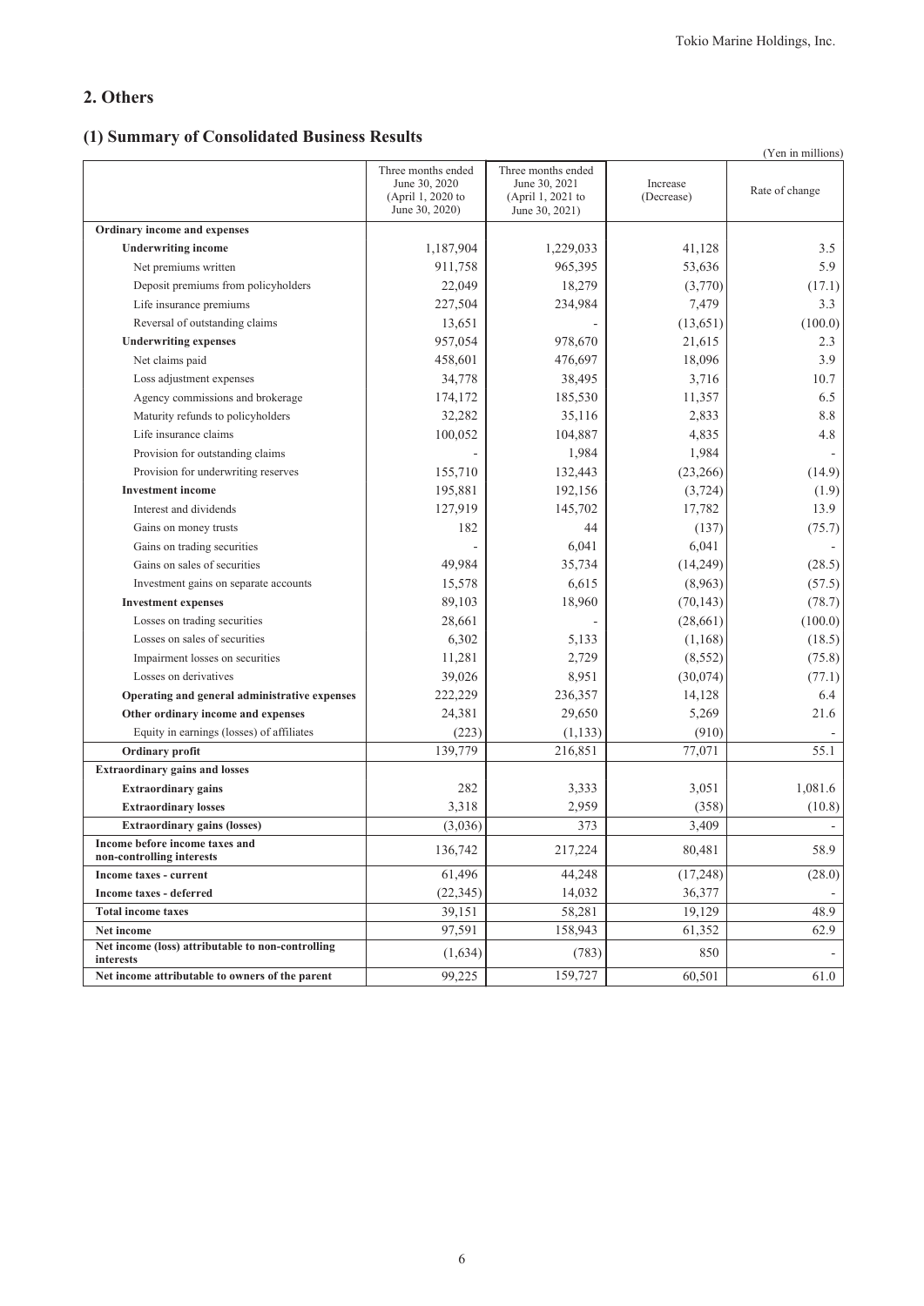## 2. Others

### (1) Summary of Consolidated Business Results

(Yen in millions)

| | Three months ended June 30, 2020 (April 1, 2020 to June 30, 2020) | Three months ended June 30, 2021 (April 1, 2021 to June 30, 2021) | Increase (Decrease) | Rate of change |
|---|---|---|---|---|
| **Ordinary income and expenses** | | | | |
| **Underwriting income** | 1,187,904 | 1,229,033 | 41,128 | 3.5 |
| Net premiums written | 911,758 | 965,395 | 53,636 | 5.9 |
| Deposit premiums from policyholders | 22,049 | 18,279 | (3,770) | (17.1) |
| Life insurance premiums | 227,504 | 234,984 | 7,479 | 3.3 |
| Reversal of outstanding claims | 13,651 | - | (13,651) | (100.0) |
| **Underwriting expenses** | 957,054 | 978,670 | 21,615 | 2.3 |
| Net claims paid | 458,601 | 476,697 | 18,096 | 3.9 |
| Loss adjustment expenses | 34,778 | 38,495 | 3,716 | 10.7 |
| Agency commissions and brokerage | 174,172 | 185,530 | 11,357 | 6.5 |
| Maturity refunds to policyholders | 32,282 | 35,116 | 2,833 | 8.8 |
| Life insurance claims | 100,052 | 104,887 | 4,835 | 4.8 |
| Provision for outstanding claims | - | 1,984 | 1,984 | - |
| Provision for underwriting reserves | 155,710 | 132,443 | (23,266) | (14.9) |
| **Investment income** | 195,881 | 192,156 | (3,724) | (1.9) |
| Interest and dividends | 127,919 | 145,702 | 17,782 | 13.9 |
| Gains on money trusts | 182 | 44 | (137) | (75.7) |
| Gains on trading securities | - | 6,041 | 6,041 | - |
| Gains on sales of securities | 49,984 | 35,734 | (14,249) | (28.5) |
| Investment gains on separate accounts | 15,578 | 6,615 | (8,963) | (57.5) |
| **Investment expenses** | 89,103 | 18,960 | (70,143) | (78.7) |
| Losses on trading securities | 28,661 | - | (28,661) | (100.0) |
| Losses on sales of securities | 6,302 | 5,133 | (1,168) | (18.5) |
| Impairment losses on securities | 11,281 | 2,729 | (8,552) | (75.8) |
| Losses on derivatives | 39,026 | 8,951 | (30,074) | (77.1) |
| **Operating and general administrative expenses** | 222,229 | 236,357 | 14,128 | 6.4 |
| **Other ordinary income and expenses** | 24,381 | 29,650 | 5,269 | 21.6 |
| Equity in earnings (losses) of affiliates | (223) | (1,133) | (910) | - |
| **Ordinary profit** | 139,779 | 216,851 | 77,071 | 55.1 |
| **Extraordinary gains and losses** | | | | |
| **Extraordinary gains** | 282 | 3,333 | 3,051 | 1,081.6 |
| **Extraordinary losses** | 3,318 | 2,959 | (358) | (10.8) |
| **Extraordinary gains (losses)** | (3,036) | 373 | 3,409 | - |
| **Income before income taxes and non-controlling interests** | 136,742 | 217,224 | 80,481 | 58.9 |
| **Income taxes - current** | 61,496 | 44,248 | (17,248) | (28.0) |
| **Income taxes - deferred** | (22,345) | 14,032 | 36,377 | - |
| **Total income taxes** | 39,151 | 58,281 | 19,129 | 48.9 |
| **Net income** | 97,591 | 158,943 | 61,352 | 62.9 |
| **Net income (loss) attributable to non-controlling interests** | (1,634) | (783) | 850 | - |
| **Net income attributable to owners of the parent** | 99,225 | 159,727 | 60,501 | 61.0 |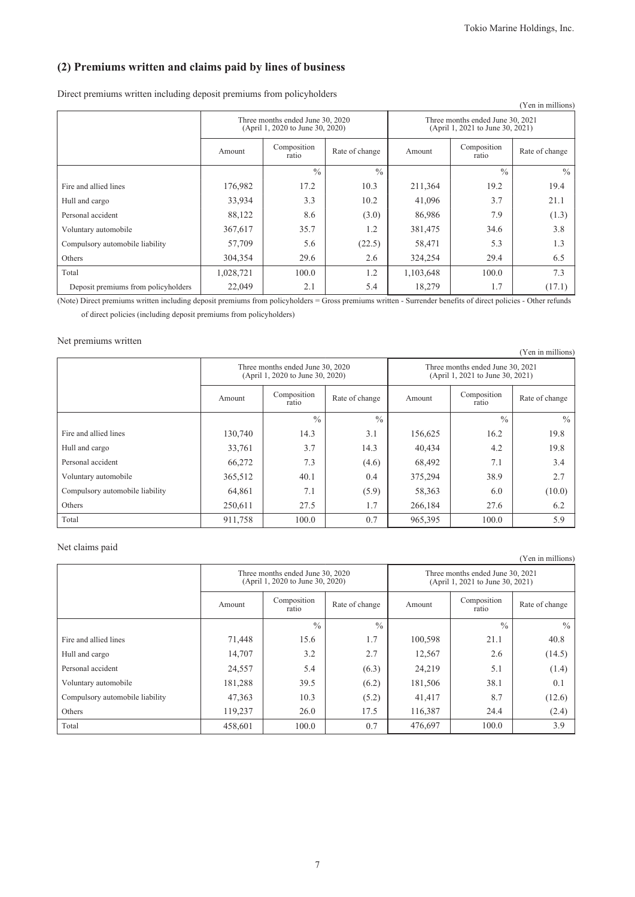## (2) Premiums written and claims paid by lines of business

Direct premiums written including deposit premiums from policyholders

(Yen in millions)

| | Three months ended June 30, 2020 (April 1, 2020 to June 30, 2020) | | | Three months ended June 30, 2021 (April 1, 2021 to June 30, 2021) | | |
|---|---|---|---|---|---|---|
| | Amount | Composition ratio | Rate of change | Amount | Composition ratio | Rate of change |
| | | % | % | | % | % |
| Fire and allied lines | 176,982 | 17.2 | 10.3 | 211,364 | 19.2 | 19.4 |
| Hull and cargo | 33,934 | 3.3 | 10.2 | 41,096 | 3.7 | 21.1 |
| Personal accident | 88,122 | 8.6 | (3.0) | 86,986 | 7.9 | (1.3) |
| Voluntary automobile | 367,617 | 35.7 | 1.2 | 381,475 | 34.6 | 3.8 |
| Compulsory automobile liability | 57,709 | 5.6 | (22.5) | 58,471 | 5.3 | 1.3 |
| Others | 304,354 | 29.6 | 2.6 | 324,254 | 29.4 | 6.5 |
| Total | 1,028,721 | 100.0 | 1.2 | 1,103,648 | 100.0 | 7.3 |
| Deposit premiums from policyholders | 22,049 | 2.1 | 5.4 | 18,279 | 1.7 | (17.1) |

(Note) Direct premiums written including deposit premiums from policyholders = Gross premiums written - Surrender benefits of direct policies - Other refunds of direct policies (including deposit premiums from policyholders)

Net premiums written

(Yen in millions)

| | Three months ended June 30, 2020 (April 1, 2020 to June 30, 2020) | | | Three months ended June 30, 2021 (April 1, 2021 to June 30, 2021) | | |
|---|---|---|---|---|---|---|
| | Amount | Composition ratio | Rate of change | Amount | Composition ratio | Rate of change |
| | | % | % | | % | % |
| Fire and allied lines | 130,740 | 14.3 | 3.1 | 156,625 | 16.2 | 19.8 |
| Hull and cargo | 33,761 | 3.7 | 14.3 | 40,434 | 4.2 | 19.8 |
| Personal accident | 66,272 | 7.3 | (4.6) | 68,492 | 7.1 | 3.4 |
| Voluntary automobile | 365,512 | 40.1 | 0.4 | 375,294 | 38.9 | 2.7 |
| Compulsory automobile liability | 64,861 | 7.1 | (5.9) | 58,363 | 6.0 | (10.0) |
| Others | 250,611 | 27.5 | 1.7 | 266,184 | 27.6 | 6.2 |
| Total | 911,758 | 100.0 | 0.7 | 965,395 | 100.0 | 5.9 |

Net claims paid

(Yen in millions)

| | Three months ended June 30, 2020 (April 1, 2020 to June 30, 2020) | | | Three months ended June 30, 2021 (April 1, 2021 to June 30, 2021) | | |
|---|---|---|---|---|---|---|
| | Amount | Composition ratio | Rate of change | Amount | Composition ratio | Rate of change |
| | | % | % | | % | % |
| Fire and allied lines | 71,448 | 15.6 | 1.7 | 100,598 | 21.1 | 40.8 |
| Hull and cargo | 14,707 | 3.2 | 2.7 | 12,567 | 2.6 | (14.5) |
| Personal accident | 24,557 | 5.4 | (6.3) | 24,219 | 5.1 | (1.4) |
| Voluntary automobile | 181,288 | 39.5 | (6.2) | 181,506 | 38.1 | 0.1 |
| Compulsory automobile liability | 47,363 | 10.3 | (5.2) | 41,417 | 8.7 | (12.6) |
| Others | 119,237 | 26.0 | 17.5 | 116,387 | 24.4 | (2.4) |
| Total | 458,601 | 100.0 | 0.7 | 476,697 | 100.0 | 3.9 |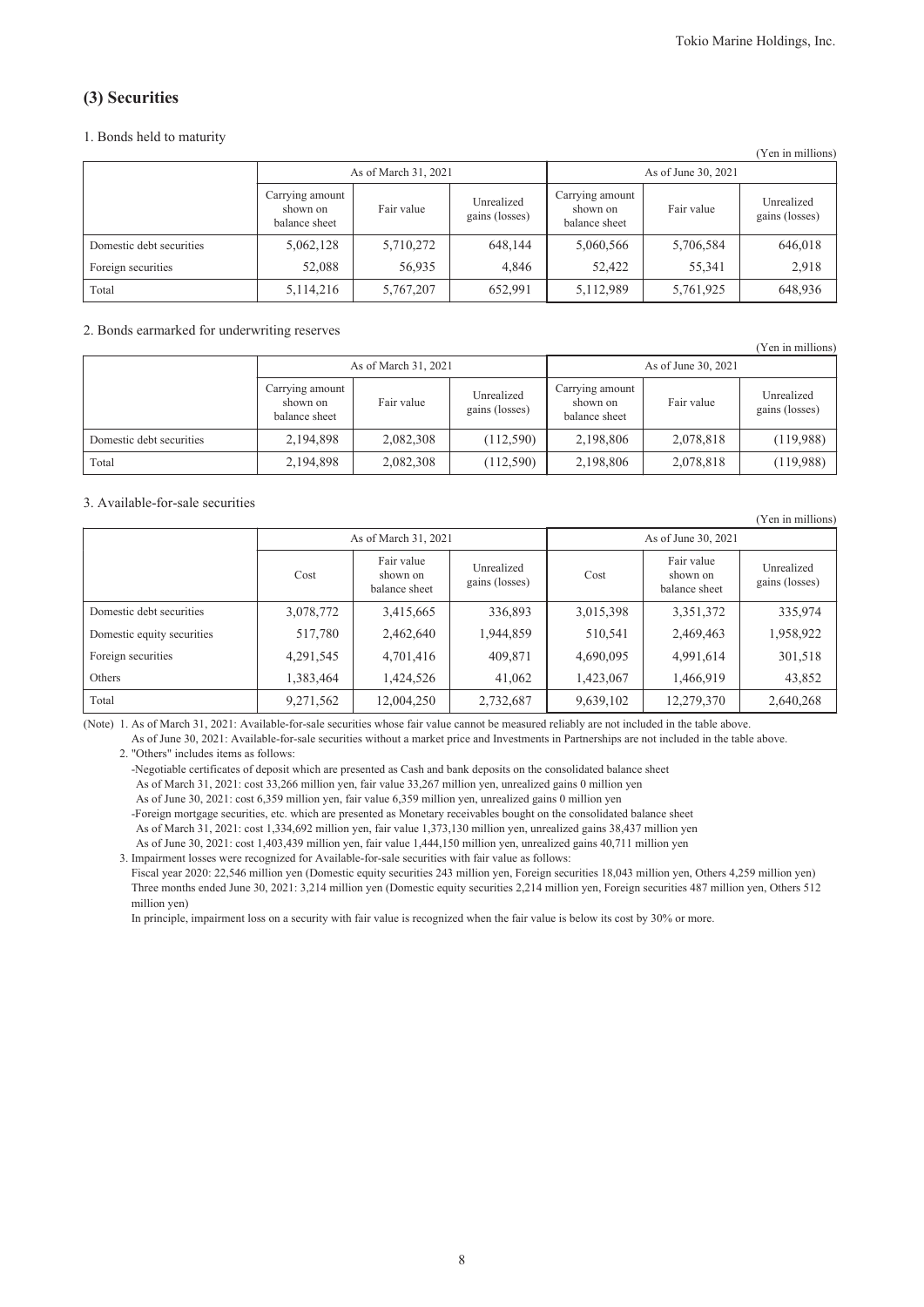## (3) Securities

1. Bonds held to maturity

(Yen in millions)

| | As of March 31, 2021 | | | As of June 30, 2021 | | |
|---|---|---|---|---|---|---|
| | Carrying amount shown on balance sheet | Fair value | Unrealized gains (losses) | Carrying amount shown on balance sheet | Fair value | Unrealized gains (losses) |
| Domestic debt securities | 5,062,128 | 5,710,272 | 648,144 | 5,060,566 | 5,706,584 | 646,018 |
| Foreign securities | 52,088 | 56,935 | 4,846 | 52,422 | 55,341 | 2,918 |
| Total | 5,114,216 | 5,767,207 | 652,991 | 5,112,989 | 5,761,925 | 648,936 |

2. Bonds earmarked for underwriting reserves

(Yen in millions)

| | As of March 31, 2021 | | | As of June 30, 2021 | | |
|---|---|---|---|---|---|---|
| | Carrying amount shown on balance sheet | Fair value | Unrealized gains (losses) | Carrying amount shown on balance sheet | Fair value | Unrealized gains (losses) |
| Domestic debt securities | 2,194,898 | 2,082,308 | (112,590) | 2,198,806 | 2,078,818 | (119,988) |
| Total | 2,194,898 | 2,082,308 | (112,590) | 2,198,806 | 2,078,818 | (119,988) |

3. Available-for-sale securities

(Yen in millions)

| | As of March 31, 2021 | | | As of June 30, 2021 | | |
|---|---|---|---|---|---|---|
| | Cost | Fair value shown on balance sheet | Unrealized gains (losses) | Cost | Fair value shown on balance sheet | Unrealized gains (losses) |
| Domestic debt securities | 3,078,772 | 3,415,665 | 336,893 | 3,015,398 | 3,351,372 | 335,974 |
| Domestic equity securities | 517,780 | 2,462,640 | 1,944,859 | 510,541 | 2,469,463 | 1,958,922 |
| Foreign securities | 4,291,545 | 4,701,416 | 409,871 | 4,690,095 | 4,991,614 | 301,518 |
| Others | 1,383,464 | 1,424,526 | 41,062 | 1,423,067 | 1,466,919 | 43,852 |
| Total | 9,271,562 | 12,004,250 | 2,732,687 | 9,639,102 | 12,279,370 | 2,640,268 |

(Note) 1. As of March 31, 2021: Available-for-sale securities whose fair value cannot be measured reliably are not included in the table above.
As of June 30, 2021: Available-for-sale securities without a market price and Investments in Partnerships are not included in the table above.

2. "Others" includes items as follows:
-Negotiable certificates of deposit which are presented as Cash and bank deposits on the consolidated balance sheet
As of March 31, 2021: cost 33,266 million yen, fair value 33,267 million yen, unrealized gains 0 million yen
As of June 30, 2021: cost 6,359 million yen, fair value 6,359 million yen, unrealized gains 0 million yen
-Foreign mortgage securities, etc. which are presented as Monetary receivables bought on the consolidated balance sheet
As of March 31, 2021: cost 1,334,692 million yen, fair value 1,373,130 million yen, unrealized gains 38,437 million yen
As of June 30, 2021: cost 1,403,439 million yen, fair value 1,444,150 million yen, unrealized gains 40,711 million yen

3. Impairment losses were recognized for Available-for-sale securities with fair value as follows:
Fiscal year 2020: 22,546 million yen (Domestic equity securities 243 million yen, Foreign securities 18,043 million yen, Others 4,259 million yen)
Three months ended June 30, 2021: 3,214 million yen (Domestic equity securities 2,214 million yen, Foreign securities 487 million yen, Others 512 million yen)
In principle, impairment loss on a security with fair value is recognized when the fair value is below its cost by 30% or more.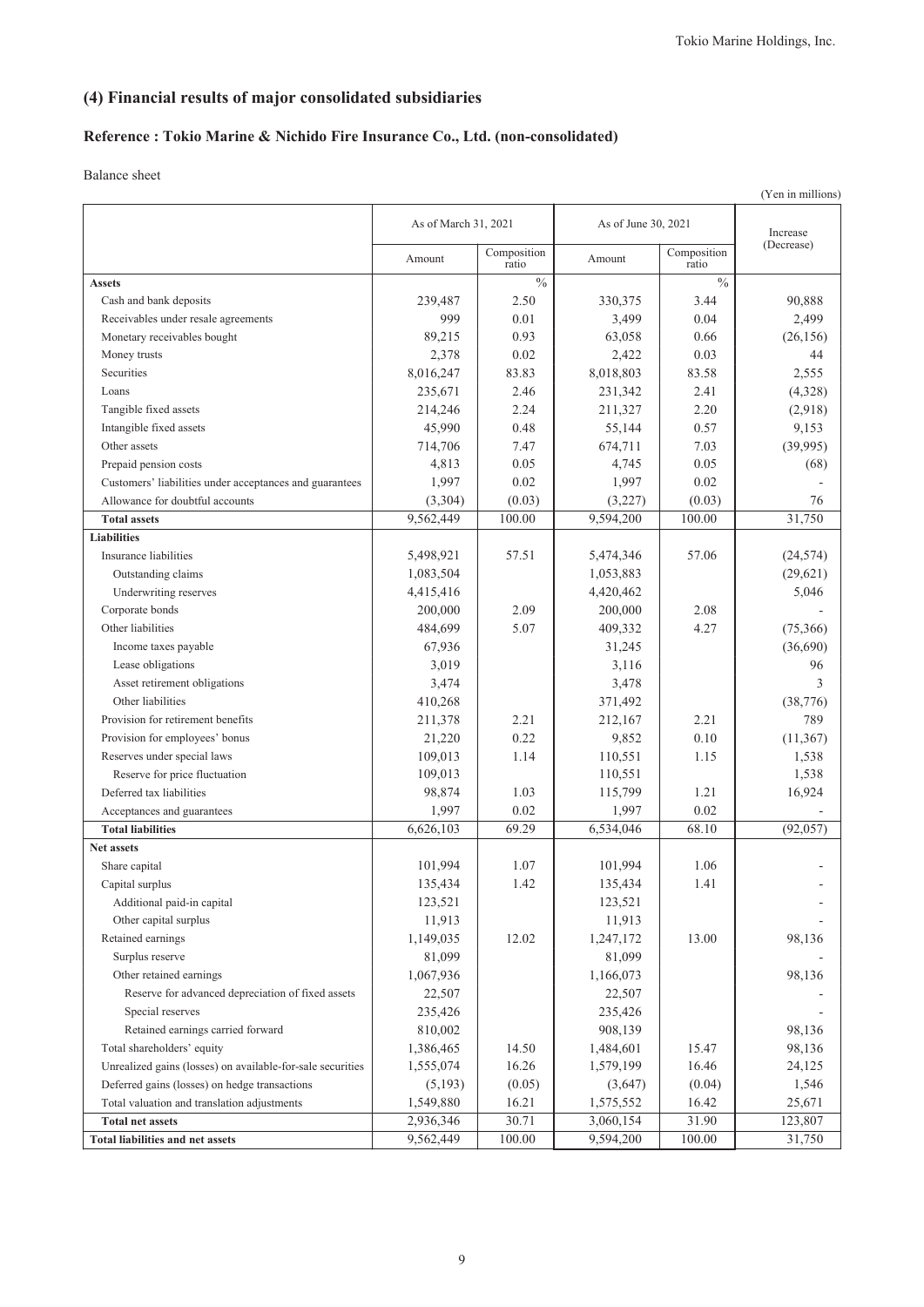## (4) Financial results of major consolidated subsidiaries

### Reference : Tokio Marine & Nichido Fire Insurance Co., Ltd. (non-consolidated)

Balance sheet

(Yen in millions)

| | As of March 31, 2021 | | As of June 30, 2021 | | Increase (Decrease) |
|---|---|---|---|---|---|
| | Amount | Composition ratio | Amount | Composition ratio | |
| **Assets** | | % | | % | |
| Cash and bank deposits | 239,487 | 2.50 | 330,375 | 3.44 | 90,888 |
| Receivables under resale agreements | 999 | 0.01 | 3,499 | 0.04 | 2,499 |
| Monetary receivables bought | 89,215 | 0.93 | 63,058 | 0.66 | (26,156) |
| Money trusts | 2,378 | 0.02 | 2,422 | 0.03 | 44 |
| Securities | 8,016,247 | 83.83 | 8,018,803 | 83.58 | 2,555 |
| Loans | 235,671 | 2.46 | 231,342 | 2.41 | (4,328) |
| Tangible fixed assets | 214,246 | 2.24 | 211,327 | 2.20 | (2,918) |
| Intangible fixed assets | 45,990 | 0.48 | 55,144 | 0.57 | 9,153 |
| Other assets | 714,706 | 7.47 | 674,711 | 7.03 | (39,995) |
| Prepaid pension costs | 4,813 | 0.05 | 4,745 | 0.05 | (68) |
| Customers' liabilities under acceptances and guarantees | 1,997 | 0.02 | 1,997 | 0.02 | - |
| Allowance for doubtful accounts | (3,304) | (0.03) | (3,227) | (0.03) | 76 |
| **Total assets** | 9,562,449 | 100.00 | 9,594,200 | 100.00 | 31,750 |
| **Liabilities** | | | | | |
| Insurance liabilities | 5,498,921 | 57.51 | 5,474,346 | 57.06 | (24,574) |
| Outstanding claims | 1,083,504 | | 1,053,883 | | (29,621) |
| Underwriting reserves | 4,415,416 | | 4,420,462 | | 5,046 |
| Corporate bonds | 200,000 | 2.09 | 200,000 | 2.08 | - |
| Other liabilities | 484,699 | 5.07 | 409,332 | 4.27 | (75,366) |
| Income taxes payable | 67,936 | | 31,245 | | (36,690) |
| Lease obligations | 3,019 | | 3,116 | | 96 |
| Asset retirement obligations | 3,474 | | 3,478 | | 3 |
| Other liabilities | 410,268 | | 371,492 | | (38,776) |
| Provision for retirement benefits | 211,378 | 2.21 | 212,167 | 2.21 | 789 |
| Provision for employees' bonus | 21,220 | 0.22 | 9,852 | 0.10 | (11,367) |
| Reserves under special laws | 109,013 | 1.14 | 110,551 | 1.15 | 1,538 |
| Reserve for price fluctuation | 109,013 | | 110,551 | | 1,538 |
| Deferred tax liabilities | 98,874 | 1.03 | 115,799 | 1.21 | 16,924 |
| Acceptances and guarantees | 1,997 | 0.02 | 1,997 | 0.02 | - |
| **Total liabilities** | 6,626,103 | 69.29 | 6,534,046 | 68.10 | (92,057) |
| **Net assets** | | | | | |
| Share capital | 101,994 | 1.07 | 101,994 | 1.06 | - |
| Capital surplus | 135,434 | 1.42 | 135,434 | 1.41 | - |
| Additional paid-in capital | 123,521 | | 123,521 | | - |
| Other capital surplus | 11,913 | | 11,913 | | - |
| Retained earnings | 1,149,035 | 12.02 | 1,247,172 | 13.00 | 98,136 |
| Surplus reserve | 81,099 | | 81,099 | | - |
| Other retained earnings | 1,067,936 | | 1,166,073 | | 98,136 |
| Reserve for advanced depreciation of fixed assets | 22,507 | | 22,507 | | - |
| Special reserves | 235,426 | | 235,426 | | - |
| Retained earnings carried forward | 810,002 | | 908,139 | | 98,136 |
| Total shareholders' equity | 1,386,465 | 14.50 | 1,484,601 | 15.47 | 98,136 |
| Unrealized gains (losses) on available-for-sale securities | 1,555,074 | 16.26 | 1,579,199 | 16.46 | 24,125 |
| Deferred gains (losses) on hedge transactions | (5,193) | (0.05) | (3,647) | (0.04) | 1,546 |
| Total valuation and translation adjustments | 1,549,880 | 16.21 | 1,575,552 | 16.42 | 25,671 |
| **Total net assets** | 2,936,346 | 30.71 | 3,060,154 | 31.90 | 123,807 |
| **Total liabilities and net assets** | 9,562,449 | 100.00 | 9,594,200 | 100.00 | 31,750 |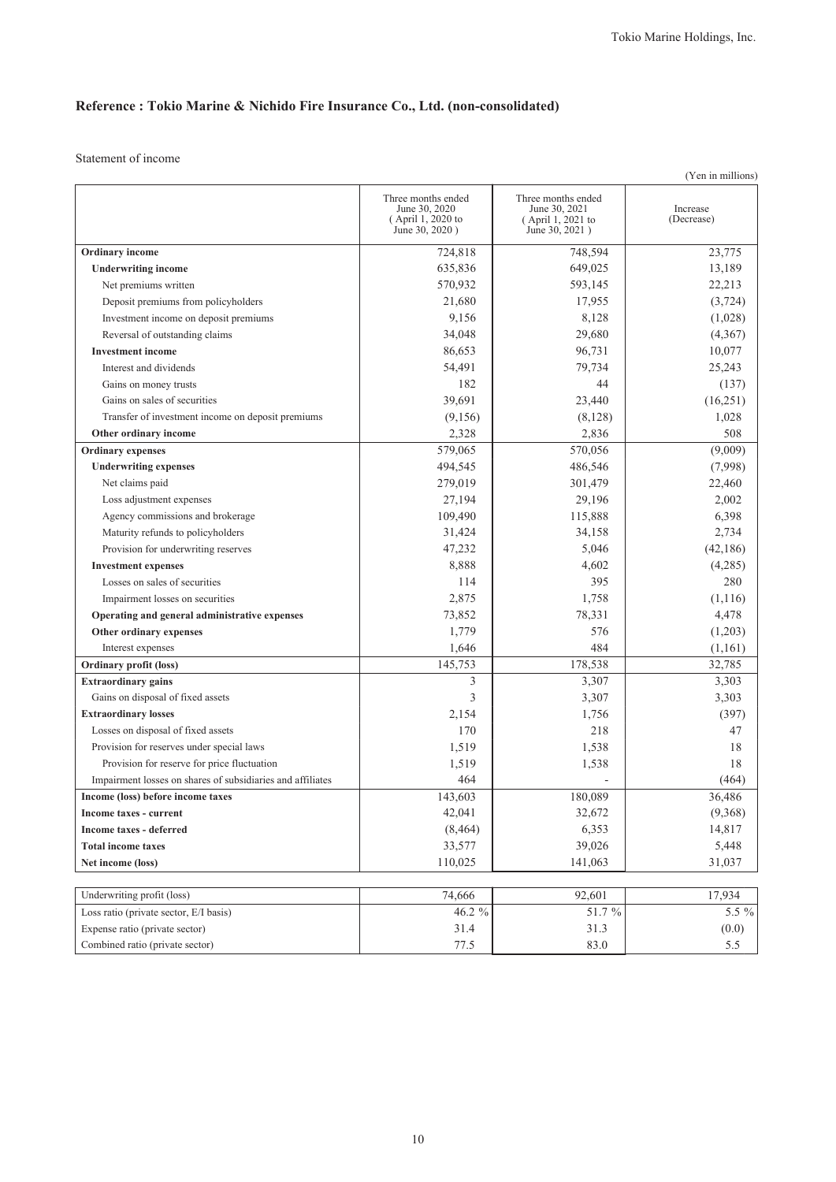## Reference : Tokio Marine & Nichido Fire Insurance Co., Ltd. (non-consolidated)

Statement of income

(Yen in millions)

| | Three months ended June 30, 2020 ( April 1, 2020 to June 30, 2020 ) | Three months ended June 30, 2021 ( April 1, 2021 to June 30, 2021 ) | Increase (Decrease) |
|---|---|---|---|
| **Ordinary income** | 724,818 | 748,594 | 23,775 |
| **Underwriting income** | 635,836 | 649,025 | 13,189 |
| Net premiums written | 570,932 | 593,145 | 22,213 |
| Deposit premiums from policyholders | 21,680 | 17,955 | (3,724) |
| Investment income on deposit premiums | 9,156 | 8,128 | (1,028) |
| Reversal of outstanding claims | 34,048 | 29,680 | (4,367) |
| **Investment income** | 86,653 | 96,731 | 10,077 |
| Interest and dividends | 54,491 | 79,734 | 25,243 |
| Gains on money trusts | 182 | 44 | (137) |
| Gains on sales of securities | 39,691 | 23,440 | (16,251) |
| Transfer of investment income on deposit premiums | (9,156) | (8,128) | 1,028 |
| **Other ordinary income** | 2,328 | 2,836 | 508 |
| **Ordinary expenses** | 579,065 | 570,056 | (9,009) |
| **Underwriting expenses** | 494,545 | 486,546 | (7,998) |
| Net claims paid | 279,019 | 301,479 | 22,460 |
| Loss adjustment expenses | 27,194 | 29,196 | 2,002 |
| Agency commissions and brokerage | 109,490 | 115,888 | 6,398 |
| Maturity refunds to policyholders | 31,424 | 34,158 | 2,734 |
| Provision for underwriting reserves | 47,232 | 5,046 | (42,186) |
| **Investment expenses** | 8,888 | 4,602 | (4,285) |
| Losses on sales of securities | 114 | 395 | 280 |
| Impairment losses on securities | 2,875 | 1,758 | (1,116) |
| **Operating and general administrative expenses** | 73,852 | 78,331 | 4,478 |
| **Other ordinary expenses** | 1,779 | 576 | (1,203) |
| Interest expenses | 1,646 | 484 | (1,161) |
| **Ordinary profit (loss)** | 145,753 | 178,538 | 32,785 |
| **Extraordinary gains** | 3 | 3,307 | 3,303 |
| Gains on disposal of fixed assets | 3 | 3,307 | 3,303 |
| **Extraordinary losses** | 2,154 | 1,756 | (397) |
| Losses on disposal of fixed assets | 170 | 218 | 47 |
| Provision for reserves under special laws | 1,519 | 1,538 | 18 |
| Provision for reserve for price fluctuation | 1,519 | 1,538 | 18 |
| Impairment losses on shares of subsidiaries and affiliates | 464 | - | (464) |
| **Income (loss) before income taxes** | 143,603 | 180,089 | 36,486 |
| **Income taxes - current** | 42,041 | 32,672 | (9,368) |
| **Income taxes - deferred** | (8,464) | 6,353 | 14,817 |
| **Total income taxes** | 33,577 | 39,026 | 5,448 |
| **Net income (loss)** | 110,025 | 141,063 | 31,037 |

| | | | |
|---|---|---|---|
| Underwriting profit (loss) | 74,666 | 92,601 | 17,934 |
| Loss ratio (private sector, E/I basis) | 46.2 % | 51.7 % | 5.5 % |
| Expense ratio (private sector) | 31.4 | 31.3 | (0.0) |
| Combined ratio (private sector) | 77.5 | 83.0 | 5.5 |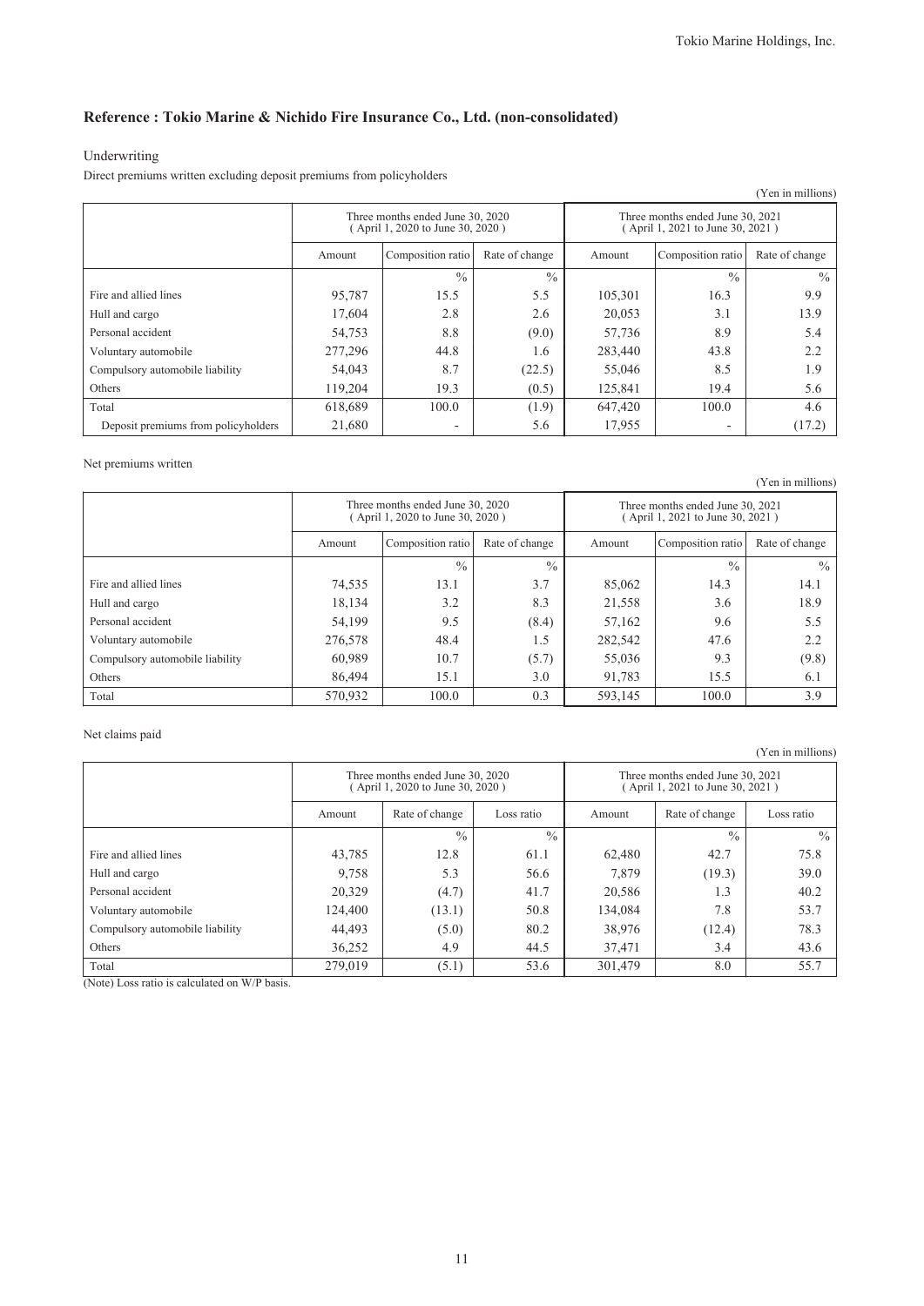## Reference : Tokio Marine & Nichido Fire Insurance Co., Ltd. (non-consolidated)

Underwriting

Direct premiums written excluding deposit premiums from policyholders

(Yen in millions)

| | Three months ended June 30, 2020 ( April 1, 2020 to June 30, 2020 ) | | | Three months ended June 30, 2021 ( April 1, 2021 to June 30, 2021 ) | | |
|---|---|---|---|---|---|---|
| | Amount | Composition ratio | Rate of change | Amount | Composition ratio | Rate of change |
| | | % | % | | % | % |
| Fire and allied lines | 95,787 | 15.5 | 5.5 | 105,301 | 16.3 | 9.9 |
| Hull and cargo | 17,604 | 2.8 | 2.6 | 20,053 | 3.1 | 13.9 |
| Personal accident | 54,753 | 8.8 | (9.0) | 57,736 | 8.9 | 5.4 |
| Voluntary automobile | 277,296 | 44.8 | 1.6 | 283,440 | 43.8 | 2.2 |
| Compulsory automobile liability | 54,043 | 8.7 | (22.5) | 55,046 | 8.5 | 1.9 |
| Others | 119,204 | 19.3 | (0.5) | 125,841 | 19.4 | 5.6 |
| Total | 618,689 | 100.0 | (1.9) | 647,420 | 100.0 | 4.6 |
| Deposit premiums from policyholders | 21,680 | - | 5.6 | 17,955 | - | (17.2) |

Net premiums written

(Yen in millions)

| | Three months ended June 30, 2020 ( April 1, 2020 to June 30, 2020 ) | | | Three months ended June 30, 2021 ( April 1, 2021 to June 30, 2021 ) | | |
|---|---|---|---|---|---|---|
| | Amount | Composition ratio | Rate of change | Amount | Composition ratio | Rate of change |
| | | % | % | | % | % |
| Fire and allied lines | 74,535 | 13.1 | 3.7 | 85,062 | 14.3 | 14.1 |
| Hull and cargo | 18,134 | 3.2 | 8.3 | 21,558 | 3.6 | 18.9 |
| Personal accident | 54,199 | 9.5 | (8.4) | 57,162 | 9.6 | 5.5 |
| Voluntary automobile | 276,578 | 48.4 | 1.5 | 282,542 | 47.6 | 2.2 |
| Compulsory automobile liability | 60,989 | 10.7 | (5.7) | 55,036 | 9.3 | (9.8) |
| Others | 86,494 | 15.1 | 3.0 | 91,783 | 15.5 | 6.1 |
| Total | 570,932 | 100.0 | 0.3 | 593,145 | 100.0 | 3.9 |

Net claims paid

(Yen in millions)

| | Three months ended June 30, 2020 ( April 1, 2020 to June 30, 2020 ) | | | Three months ended June 30, 2021 ( April 1, 2021 to June 30, 2021 ) | | |
|---|---|---|---|---|---|---|
| | Amount | Rate of change | Loss ratio | Amount | Rate of change | Loss ratio |
| | | % | % | | % | % |
| Fire and allied lines | 43,785 | 12.8 | 61.1 | 62,480 | 42.7 | 75.8 |
| Hull and cargo | 9,758 | 5.3 | 56.6 | 7,879 | (19.3) | 39.0 |
| Personal accident | 20,329 | (4.7) | 41.7 | 20,586 | 1.3 | 40.2 |
| Voluntary automobile | 124,400 | (13.1) | 50.8 | 134,084 | 7.8 | 53.7 |
| Compulsory automobile liability | 44,493 | (5.0) | 80.2 | 38,976 | (12.4) | 78.3 |
| Others | 36,252 | 4.9 | 44.5 | 37,471 | 3.4 | 43.6 |
| Total | 279,019 | (5.1) | 53.6 | 301,479 | 8.0 | 55.7 |

(Note) Loss ratio is calculated on W/P basis.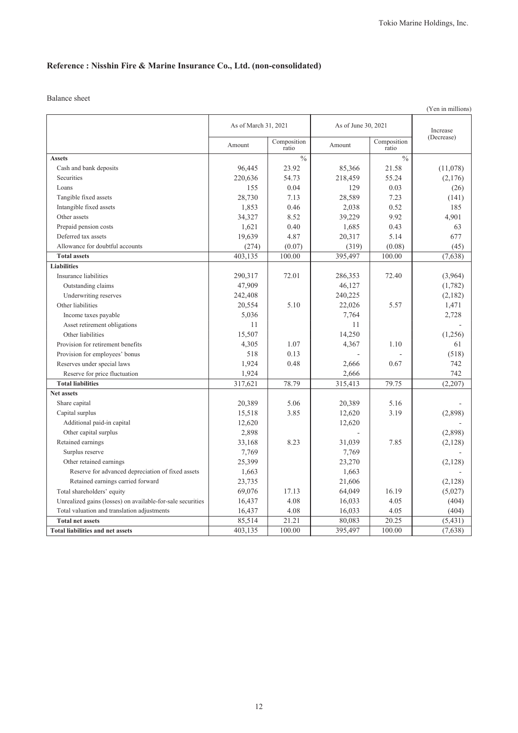## Reference : Nisshin Fire & Marine Insurance Co., Ltd. (non-consolidated)

Balance sheet

(Yen in millions)

| | As of March 31, 2021 | | As of June 30, 2021 | | Increase (Decrease) |
|---|---|---|---|---|---|
| | Amount | Composition ratio | Amount | Composition ratio | |
| **Assets** | | % | | % | |
| Cash and bank deposits | 96,445 | 23.92 | 85,366 | 21.58 | (11,078) |
| Securities | 220,636 | 54.73 | 218,459 | 55.24 | (2,176) |
| Loans | 155 | 0.04 | 129 | 0.03 | (26) |
| Tangible fixed assets | 28,730 | 7.13 | 28,589 | 7.23 | (141) |
| Intangible fixed assets | 1,853 | 0.46 | 2,038 | 0.52 | 185 |
| Other assets | 34,327 | 8.52 | 39,229 | 9.92 | 4,901 |
| Prepaid pension costs | 1,621 | 0.40 | 1,685 | 0.43 | 63 |
| Deferred tax assets | 19,639 | 4.87 | 20,317 | 5.14 | 677 |
| Allowance for doubtful accounts | (274) | (0.07) | (319) | (0.08) | (45) |
| **Total assets** | 403,135 | 100.00 | 395,497 | 100.00 | (7,638) |
| **Liabilities** | | | | | |
| Insurance liabilities | 290,317 | 72.01 | 286,353 | 72.40 | (3,964) |
| Outstanding claims | 47,909 | | 46,127 | | (1,782) |
| Underwriting reserves | 242,408 | | 240,225 | | (2,182) |
| Other liabilities | 20,554 | 5.10 | 22,026 | 5.57 | 1,471 |
| Income taxes payable | 5,036 | | 7,764 | | 2,728 |
| Asset retirement obligations | 11 | | 11 | | - |
| Other liabilities | 15,507 | | 14,250 | | (1,256) |
| Provision for retirement benefits | 4,305 | 1.07 | 4,367 | 1.10 | 61 |
| Provision for employees' bonus | 518 | 0.13 | - | - | (518) |
| Reserves under special laws | 1,924 | 0.48 | 2,666 | 0.67 | 742 |
| Reserve for price fluctuation | 1,924 | | 2,666 | | 742 |
| **Total liabilities** | 317,621 | 78.79 | 315,413 | 79.75 | (2,207) |
| **Net assets** | | | | | |
| Share capital | 20,389 | 5.06 | 20,389 | 5.16 | - |
| Capital surplus | 15,518 | 3.85 | 12,620 | 3.19 | (2,898) |
| Additional paid-in capital | 12,620 | | 12,620 | | - |
| Other capital surplus | 2,898 | | - | | (2,898) |
| Retained earnings | 33,168 | 8.23 | 31,039 | 7.85 | (2,128) |
| Surplus reserve | 7,769 | | 7,769 | | - |
| Other retained earnings | 25,399 | | 23,270 | | (2,128) |
| Reserve for advanced depreciation of fixed assets | 1,663 | | 1,663 | | - |
| Retained earnings carried forward | 23,735 | | 21,606 | | (2,128) |
| Total shareholders' equity | 69,076 | 17.13 | 64,049 | 16.19 | (5,027) |
| Unrealized gains (losses) on available-for-sale securities | 16,437 | 4.08 | 16,033 | 4.05 | (404) |
| Total valuation and translation adjustments | 16,437 | 4.08 | 16,033 | 4.05 | (404) |
| **Total net assets** | 85,514 | 21.21 | 80,083 | 20.25 | (5,431) |
| **Total liabilities and net assets** | 403,135 | 100.00 | 395,497 | 100.00 | (7,638) |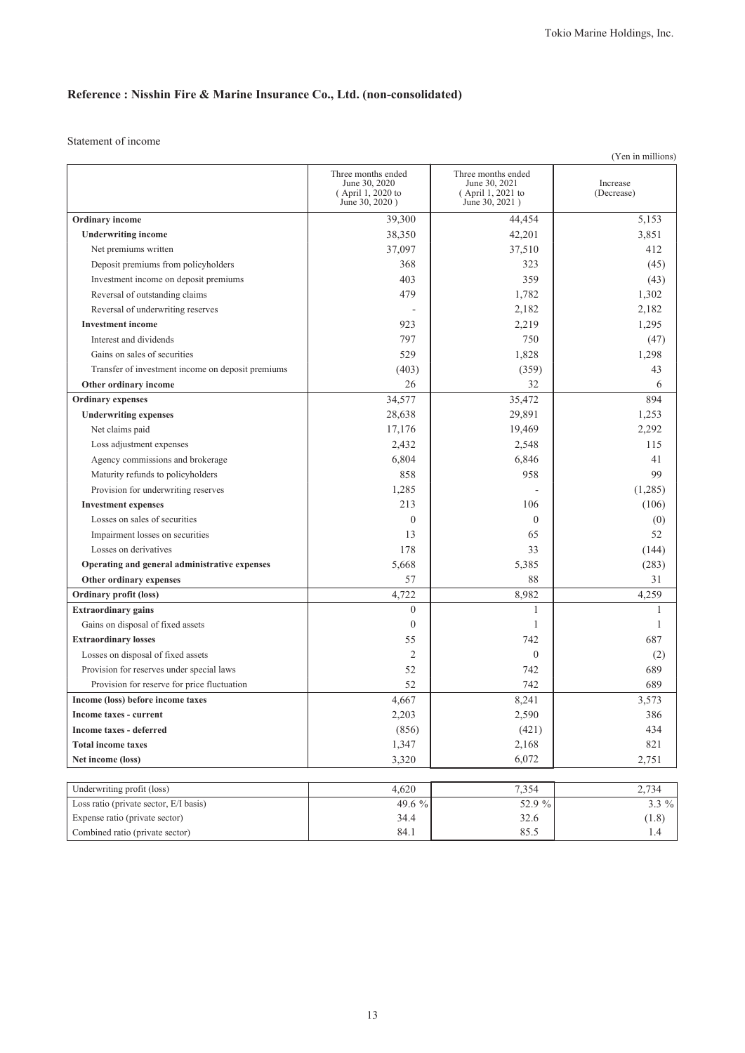## Reference : Nisshin Fire & Marine Insurance Co., Ltd. (non-consolidated)

Statement of income

(Yen in millions)

| | Three months ended June 30, 2020 ( April 1, 2020 to June 30, 2020 ) | Three months ended June 30, 2021 ( April 1, 2021 to June 30, 2021 ) | Increase (Decrease) |
|---|---|---|---|
| **Ordinary income** | 39,300 | 44,454 | 5,153 |
| **Underwriting income** | 38,350 | 42,201 | 3,851 |
| Net premiums written | 37,097 | 37,510 | 412 |
| Deposit premiums from policyholders | 368 | 323 | (45) |
| Investment income on deposit premiums | 403 | 359 | (43) |
| Reversal of outstanding claims | 479 | 1,782 | 1,302 |
| Reversal of underwriting reserves | - | 2,182 | 2,182 |
| **Investment income** | 923 | 2,219 | 1,295 |
| Interest and dividends | 797 | 750 | (47) |
| Gains on sales of securities | 529 | 1,828 | 1,298 |
| Transfer of investment income on deposit premiums | (403) | (359) | 43 |
| **Other ordinary income** | 26 | 32 | 6 |
| **Ordinary expenses** | 34,577 | 35,472 | 894 |
| **Underwriting expenses** | 28,638 | 29,891 | 1,253 |
| Net claims paid | 17,176 | 19,469 | 2,292 |
| Loss adjustment expenses | 2,432 | 2,548 | 115 |
| Agency commissions and brokerage | 6,804 | 6,846 | 41 |
| Maturity refunds to policyholders | 858 | 958 | 99 |
| Provision for underwriting reserves | 1,285 | - | (1,285) |
| **Investment expenses** | 213 | 106 | (106) |
| Losses on sales of securities | 0 | 0 | (0) |
| Impairment losses on securities | 13 | 65 | 52 |
| Losses on derivatives | 178 | 33 | (144) |
| **Operating and general administrative expenses** | 5,668 | 5,385 | (283) |
| **Other ordinary expenses** | 57 | 88 | 31 |
| **Ordinary profit (loss)** | 4,722 | 8,982 | 4,259 |
| **Extraordinary gains** | 0 | 1 | 1 |
| Gains on disposal of fixed assets | 0 | 1 | 1 |
| **Extraordinary losses** | 55 | 742 | 687 |
| Losses on disposal of fixed assets | 2 | 0 | (2) |
| Provision for reserves under special laws | 52 | 742 | 689 |
| Provision for reserve for price fluctuation | 52 | 742 | 689 |
| **Income (loss) before income taxes** | 4,667 | 8,241 | 3,573 |
| **Income taxes - current** | 2,203 | 2,590 | 386 |
| **Income taxes - deferred** | (856) | (421) | 434 |
| **Total income taxes** | 1,347 | 2,168 | 821 |
| **Net income (loss)** | 3,320 | 6,072 | 2,751 |

| | | | |
|---|---|---|---|
| Underwriting profit (loss) | 4,620 | 7,354 | 2,734 |
| Loss ratio (private sector, E/I basis) | 49.6 % | 52.9 % | 3.3 % |
| Expense ratio (private sector) | 34.4 | 32.6 | (1.8) |
| Combined ratio (private sector) | 84.1 | 85.5 | 1.4 |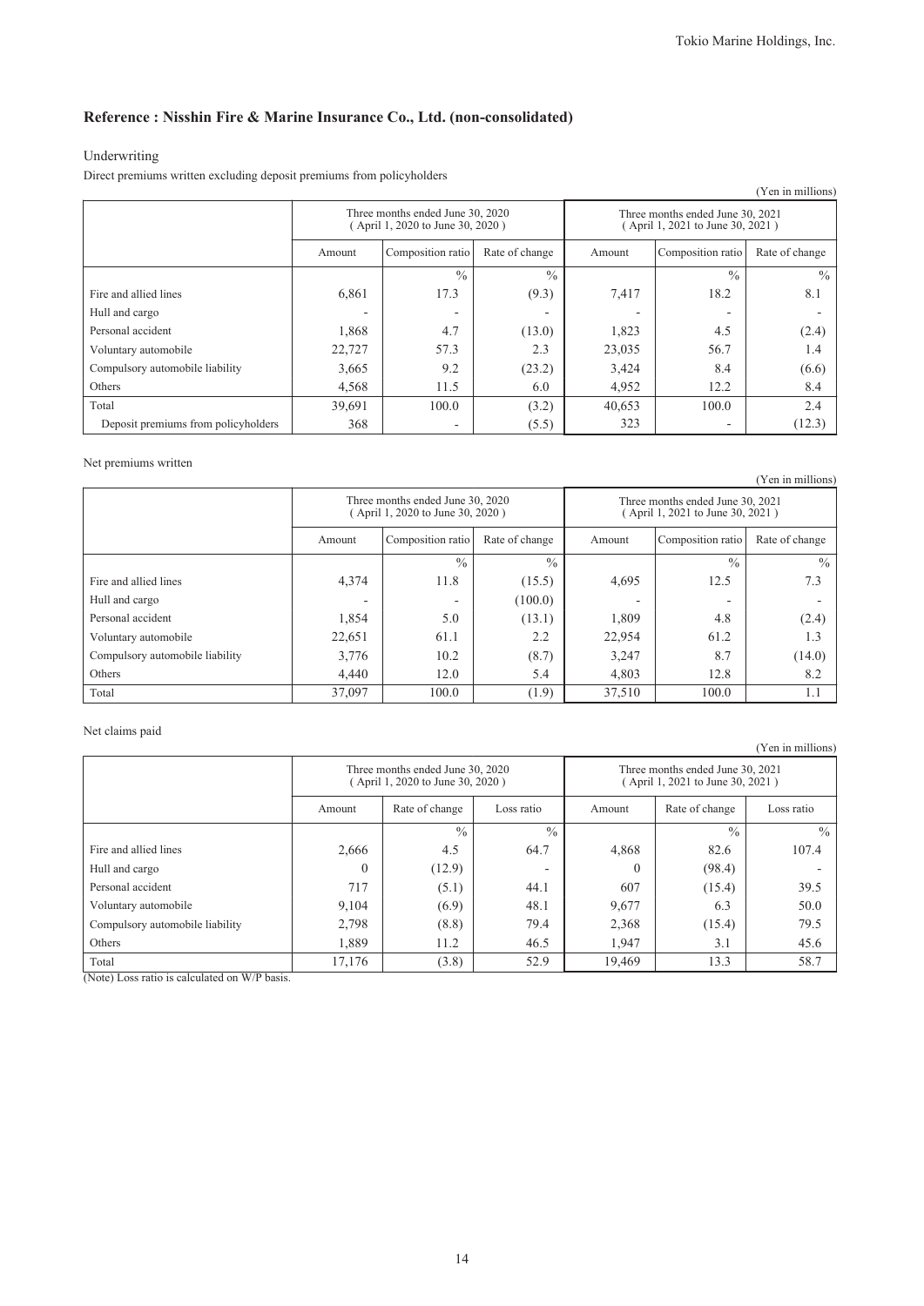## Reference : Nisshin Fire & Marine Insurance Co., Ltd. (non-consolidated)

Underwriting

Direct premiums written excluding deposit premiums from policyholders

(Yen in millions)

| | Three months ended June 30, 2020 ( April 1, 2020 to June 30, 2020 ) | | | Three months ended June 30, 2021 ( April 1, 2021 to June 30, 2021 ) | | |
|---|---|---|---|---|---|---|
| | Amount | Composition ratio | Rate of change | Amount | Composition ratio | Rate of change |
| | | % | % | | % | % |
| Fire and allied lines | 6,861 | 17.3 | (9.3) | 7,417 | 18.2 | 8.1 |
| Hull and cargo | - | - | - | - | - | - |
| Personal accident | 1,868 | 4.7 | (13.0) | 1,823 | 4.5 | (2.4) |
| Voluntary automobile | 22,727 | 57.3 | 2.3 | 23,035 | 56.7 | 1.4 |
| Compulsory automobile liability | 3,665 | 9.2 | (23.2) | 3,424 | 8.4 | (6.6) |
| Others | 4,568 | 11.5 | 6.0 | 4,952 | 12.2 | 8.4 |
| Total | 39,691 | 100.0 | (3.2) | 40,653 | 100.0 | 2.4 |
| Deposit premiums from policyholders | 368 | - | (5.5) | 323 | - | (12.3) |

Net premiums written

(Yen in millions)

| | Three months ended June 30, 2020 ( April 1, 2020 to June 30, 2020 ) | | | Three months ended June 30, 2021 ( April 1, 2021 to June 30, 2021 ) | | |
|---|---|---|---|---|---|---|
| | Amount | Composition ratio | Rate of change | Amount | Composition ratio | Rate of change |
| | | % | % | | % | % |
| Fire and allied lines | 4,374 | 11.8 | (15.5) | 4,695 | 12.5 | 7.3 |
| Hull and cargo | - | - | (100.0) | - | - | - |
| Personal accident | 1,854 | 5.0 | (13.1) | 1,809 | 4.8 | (2.4) |
| Voluntary automobile | 22,651 | 61.1 | 2.2 | 22,954 | 61.2 | 1.3 |
| Compulsory automobile liability | 3,776 | 10.2 | (8.7) | 3,247 | 8.7 | (14.0) |
| Others | 4,440 | 12.0 | 5.4 | 4,803 | 12.8 | 8.2 |
| Total | 37,097 | 100.0 | (1.9) | 37,510 | 100.0 | 1.1 |

Net claims paid

(Yen in millions)

| | Three months ended June 30, 2020 ( April 1, 2020 to June 30, 2020 ) | | | Three months ended June 30, 2021 ( April 1, 2021 to June 30, 2021 ) | | |
|---|---|---|---|---|---|---|
| | Amount | Rate of change | Loss ratio | Amount | Rate of change | Loss ratio |
| | | % | % | | % | % |
| Fire and allied lines | 2,666 | 4.5 | 64.7 | 4,868 | 82.6 | 107.4 |
| Hull and cargo | 0 | (12.9) | - | 0 | (98.4) | - |
| Personal accident | 717 | (5.1) | 44.1 | 607 | (15.4) | 39.5 |
| Voluntary automobile | 9,104 | (6.9) | 48.1 | 9,677 | 6.3 | 50.0 |
| Compulsory automobile liability | 2,798 | (8.8) | 79.4 | 2,368 | (15.4) | 79.5 |
| Others | 1,889 | 11.2 | 46.5 | 1,947 | 3.1 | 45.6 |
| Total | 17,176 | (3.8) | 52.9 | 19,469 | 13.3 | 58.7 |

(Note) Loss ratio is calculated on W/P basis.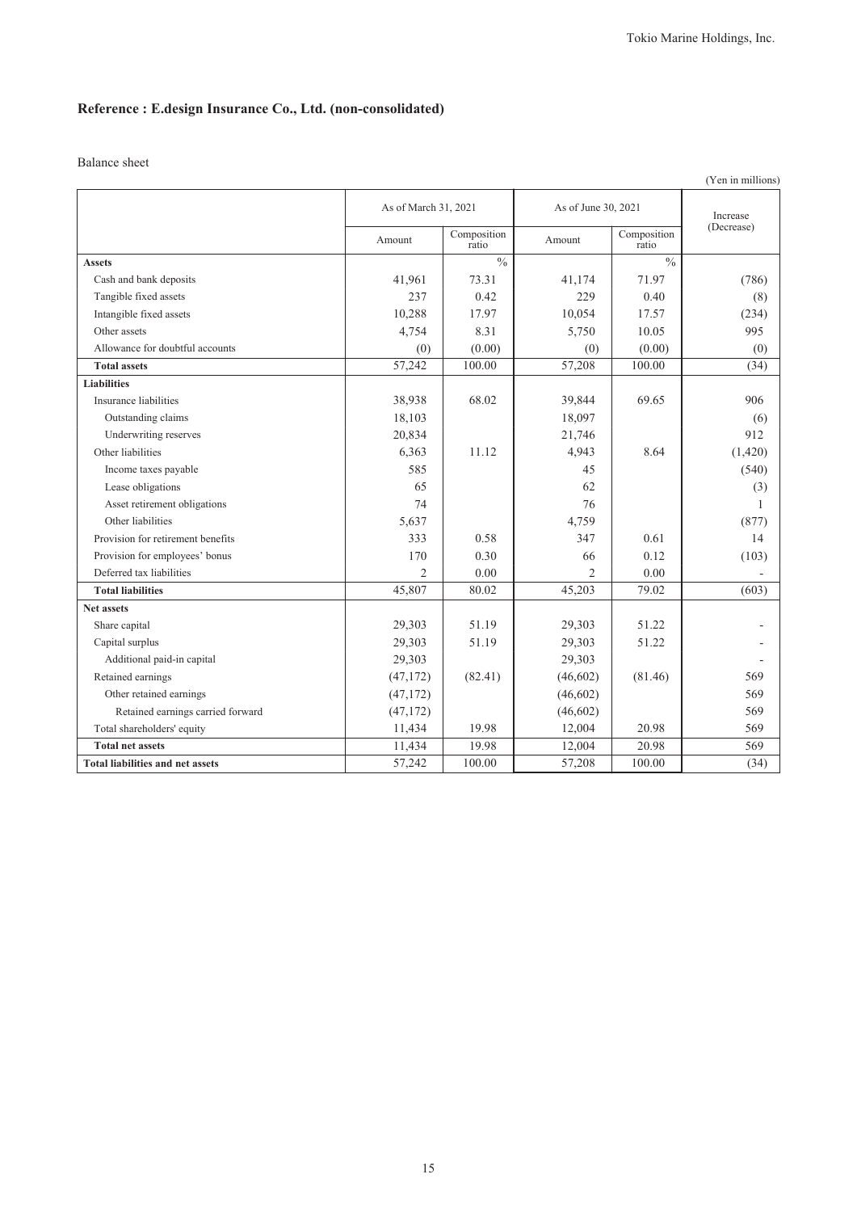## Reference : E.design Insurance Co., Ltd. (non-consolidated)

Balance sheet

(Yen in millions)

| | As of March 31, 2021 | | As of June 30, 2021 | | Increase (Decrease) |
|---|---|---|---|---|---|
| | Amount | Composition ratio | Amount | Composition ratio | |
| **Assets** | | % | | % | |
| Cash and bank deposits | 41,961 | 73.31 | 41,174 | 71.97 | (786) |
| Tangible fixed assets | 237 | 0.42 | 229 | 0.40 | (8) |
| Intangible fixed assets | 10,288 | 17.97 | 10,054 | 17.57 | (234) |
| Other assets | 4,754 | 8.31 | 5,750 | 10.05 | 995 |
| Allowance for doubtful accounts | (0) | (0.00) | (0) | (0.00) | (0) |
| **Total assets** | 57,242 | 100.00 | 57,208 | 100.00 | (34) |
| **Liabilities** | | | | | |
| Insurance liabilities | 38,938 | 68.02 | 39,844 | 69.65 | 906 |
| Outstanding claims | 18,103 | | 18,097 | | (6) |
| Underwriting reserves | 20,834 | | 21,746 | | 912 |
| Other liabilities | 6,363 | 11.12 | 4,943 | 8.64 | (1,420) |
| Income taxes payable | 585 | | 45 | | (540) |
| Lease obligations | 65 | | 62 | | (3) |
| Asset retirement obligations | 74 | | 76 | | 1 |
| Other liabilities | 5,637 | | 4,759 | | (877) |
| Provision for retirement benefits | 333 | 0.58 | 347 | 0.61 | 14 |
| Provision for employees' bonus | 170 | 0.30 | 66 | 0.12 | (103) |
| Deferred tax liabilities | 2 | 0.00 | 2 | 0.00 | - |
| **Total liabilities** | 45,807 | 80.02 | 45,203 | 79.02 | (603) |
| **Net assets** | | | | | |
| Share capital | 29,303 | 51.19 | 29,303 | 51.22 | - |
| Capital surplus | 29,303 | 51.19 | 29,303 | 51.22 | - |
| Additional paid-in capital | 29,303 | | 29,303 | | - |
| Retained earnings | (47,172) | (82.41) | (46,602) | (81.46) | 569 |
| Other retained earnings | (47,172) | | (46,602) | | 569 |
| Retained earnings carried forward | (47,172) | | (46,602) | | 569 |
| Total shareholders' equity | 11,434 | 19.98 | 12,004 | 20.98 | 569 |
| **Total net assets** | 11,434 | 19.98 | 12,004 | 20.98 | 569 |
| **Total liabilities and net assets** | 57,242 | 100.00 | 57,208 | 100.00 | (34) |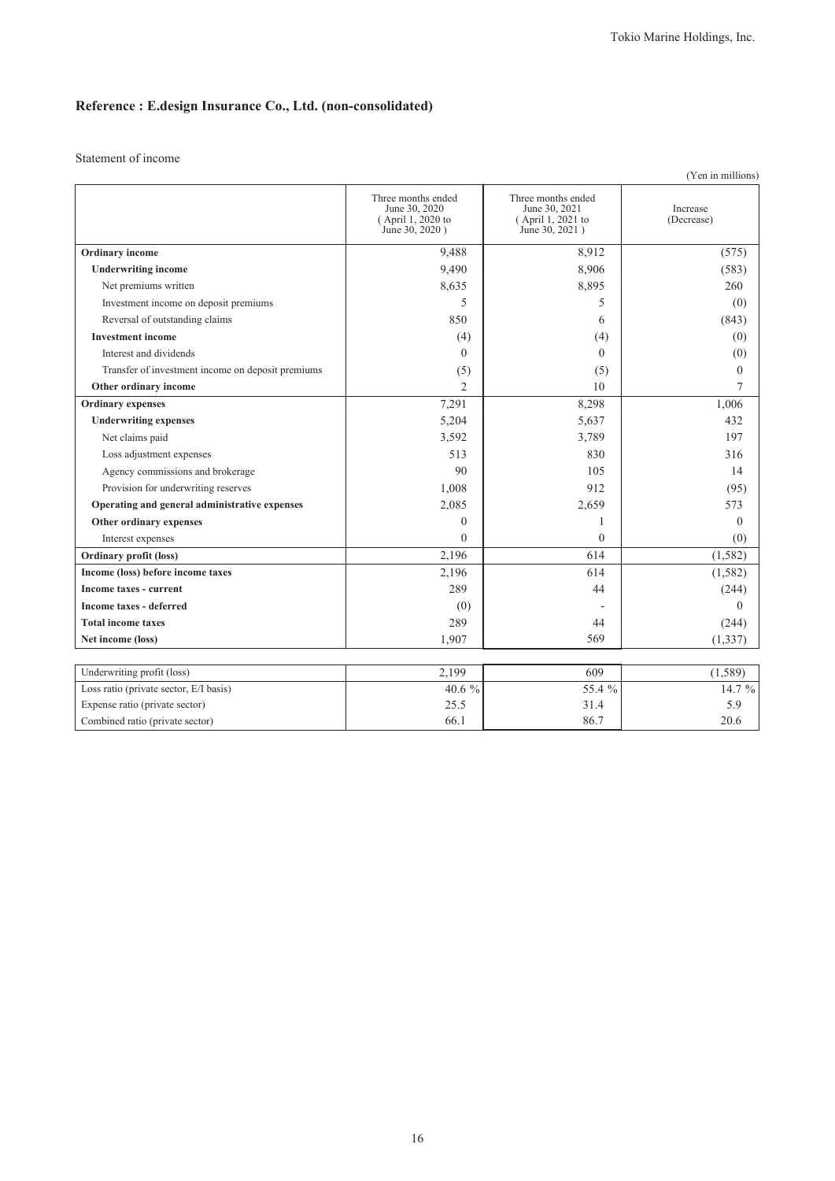## Reference : E.design Insurance Co., Ltd. (non-consolidated)

Statement of income

(Yen in millions)

| | Three months ended June 30, 2020 ( April 1, 2020 to June 30, 2020 ) | Three months ended June 30, 2021 ( April 1, 2021 to June 30, 2021 ) | Increase (Decrease) |
|---|---|---|---|
| **Ordinary income** | 9,488 | 8,912 | (575) |
| **Underwriting income** | 9,490 | 8,906 | (583) |
| Net premiums written | 8,635 | 8,895 | 260 |
| Investment income on deposit premiums | 5 | 5 | (0) |
| Reversal of outstanding claims | 850 | 6 | (843) |
| **Investment income** | (4) | (4) | (0) |
| Interest and dividends | 0 | 0 | (0) |
| Transfer of investment income on deposit premiums | (5) | (5) | 0 |
| **Other ordinary income** | 2 | 10 | 7 |
| **Ordinary expenses** | 7,291 | 8,298 | 1,006 |
| **Underwriting expenses** | 5,204 | 5,637 | 432 |
| Net claims paid | 3,592 | 3,789 | 197 |
| Loss adjustment expenses | 513 | 830 | 316 |
| Agency commissions and brokerage | 90 | 105 | 14 |
| Provision for underwriting reserves | 1,008 | 912 | (95) |
| **Operating and general administrative expenses** | 2,085 | 2,659 | 573 |
| **Other ordinary expenses** | 0 | 1 | 0 |
| Interest expenses | 0 | 0 | (0) |
| **Ordinary profit (loss)** | 2,196 | 614 | (1,582) |
| **Income (loss) before income taxes** | 2,196 | 614 | (1,582) |
| **Income taxes - current** | 289 | 44 | (244) |
| **Income taxes - deferred** | (0) | - | 0 |
| **Total income taxes** | 289 | 44 | (244) |
| **Net income (loss)** | 1,907 | 569 | (1,337) |

| | | | |
|---|---|---|---|
| Underwriting profit (loss) | 2,199 | 609 | (1,589) |
| Loss ratio (private sector, E/I basis) | 40.6 % | 55.4 % | 14.7 % |
| Expense ratio (private sector) | 25.5 | 31.4 | 5.9 |
| Combined ratio (private sector) | 66.1 | 86.7 | 20.6 |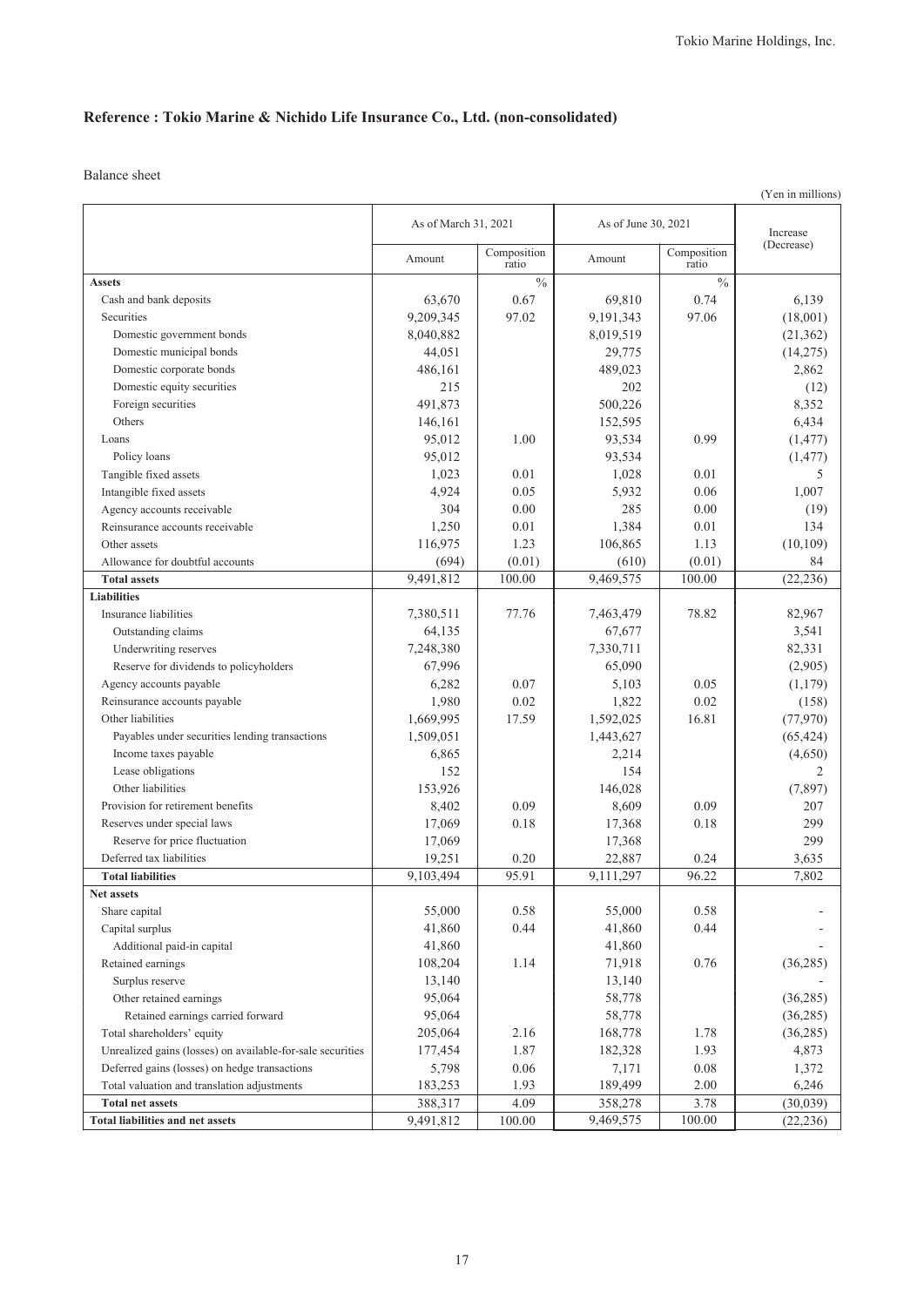## Reference : Tokio Marine & Nichido Life Insurance Co., Ltd. (non-consolidated)

Balance sheet

(Yen in millions)

| | As of March 31, 2021 | | As of June 30, 2021 | | Increase (Decrease) |
|---|---|---|---|---|---|
| | Amount | Composition ratio | Amount | Composition ratio | |
| **Assets** | | % | | % | |
| Cash and bank deposits | 63,670 | 0.67 | 69,810 | 0.74 | 6,139 |
| Securities | 9,209,345 | 97.02 | 9,191,343 | 97.06 | (18,001) |
| Domestic government bonds | 8,040,882 | | 8,019,519 | | (21,362) |
| Domestic municipal bonds | 44,051 | | 29,775 | | (14,275) |
| Domestic corporate bonds | 486,161 | | 489,023 | | 2,862 |
| Domestic equity securities | 215 | | 202 | | (12) |
| Foreign securities | 491,873 | | 500,226 | | 8,352 |
| Others | 146,161 | | 152,595 | | 6,434 |
| Loans | 95,012 | 1.00 | 93,534 | 0.99 | (1,477) |
| Policy loans | 95,012 | | 93,534 | | (1,477) |
| Tangible fixed assets | 1,023 | 0.01 | 1,028 | 0.01 | 5 |
| Intangible fixed assets | 4,924 | 0.05 | 5,932 | 0.06 | 1,007 |
| Agency accounts receivable | 304 | 0.00 | 285 | 0.00 | (19) |
| Reinsurance accounts receivable | 1,250 | 0.01 | 1,384 | 0.01 | 134 |
| Other assets | 116,975 | 1.23 | 106,865 | 1.13 | (10,109) |
| Allowance for doubtful accounts | (694) | (0.01) | (610) | (0.01) | 84 |
| **Total assets** | 9,491,812 | 100.00 | 9,469,575 | 100.00 | (22,236) |
| **Liabilities** | | | | | |
| Insurance liabilities | 7,380,511 | 77.76 | 7,463,479 | 78.82 | 82,967 |
| Outstanding claims | 64,135 | | 67,677 | | 3,541 |
| Underwriting reserves | 7,248,380 | | 7,330,711 | | 82,331 |
| Reserve for dividends to policyholders | 67,996 | | 65,090 | | (2,905) |
| Agency accounts payable | 6,282 | 0.07 | 5,103 | 0.05 | (1,179) |
| Reinsurance accounts payable | 1,980 | 0.02 | 1,822 | 0.02 | (158) |
| Other liabilities | 1,669,995 | 17.59 | 1,592,025 | 16.81 | (77,970) |
| Payables under securities lending transactions | 1,509,051 | | 1,443,627 | | (65,424) |
| Income taxes payable | 6,865 | | 2,214 | | (4,650) |
| Lease obligations | 152 | | 154 | | 2 |
| Other liabilities | 153,926 | | 146,028 | | (7,897) |
| Provision for retirement benefits | 8,402 | 0.09 | 8,609 | 0.09 | 207 |
| Reserves under special laws | 17,069 | 0.18 | 17,368 | 0.18 | 299 |
| Reserve for price fluctuation | 17,069 | | 17,368 | | 299 |
| Deferred tax liabilities | 19,251 | 0.20 | 22,887 | 0.24 | 3,635 |
| **Total liabilities** | 9,103,494 | 95.91 | 9,111,297 | 96.22 | 7,802 |
| **Net assets** | | | | | |
| Share capital | 55,000 | 0.58 | 55,000 | 0.58 | - |
| Capital surplus | 41,860 | 0.44 | 41,860 | 0.44 | - |
| Additional paid-in capital | 41,860 | | 41,860 | | - |
| Retained earnings | 108,204 | 1.14 | 71,918 | 0.76 | (36,285) |
| Surplus reserve | 13,140 | | 13,140 | | - |
| Other retained earnings | 95,064 | | 58,778 | | (36,285) |
| Retained earnings carried forward | 95,064 | | 58,778 | | (36,285) |
| Total shareholders' equity | 205,064 | 2.16 | 168,778 | 1.78 | (36,285) |
| Unrealized gains (losses) on available-for-sale securities | 177,454 | 1.87 | 182,328 | 1.93 | 4,873 |
| Deferred gains (losses) on hedge transactions | 5,798 | 0.06 | 7,171 | 0.08 | 1,372 |
| Total valuation and translation adjustments | 183,253 | 1.93 | 189,499 | 2.00 | 6,246 |
| **Total net assets** | 388,317 | 4.09 | 358,278 | 3.78 | (30,039) |
| **Total liabilities and net assets** | 9,491,812 | 100.00 | 9,469,575 | 100.00 | (22,236) |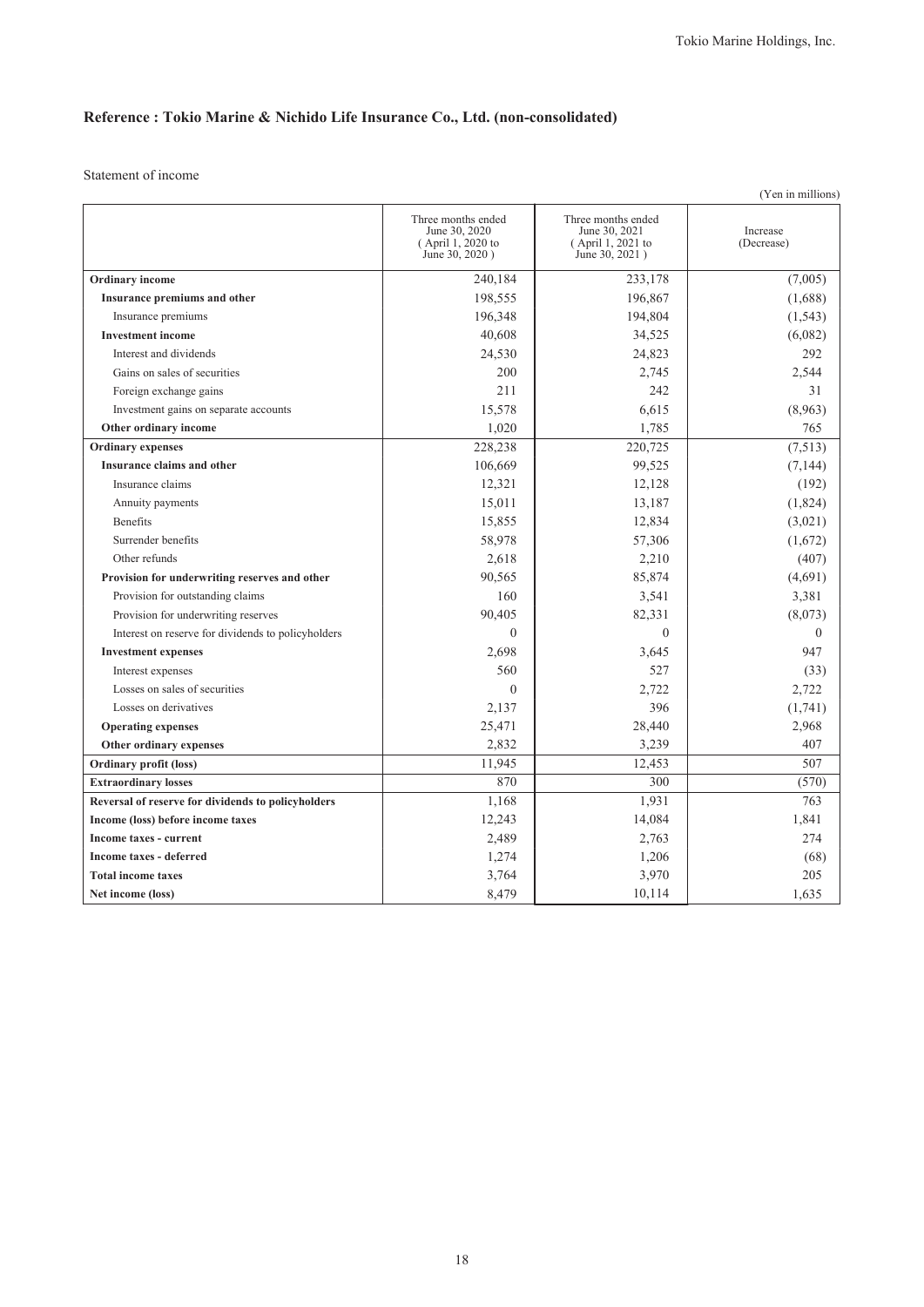## Reference : Tokio Marine & Nichido Life Insurance Co., Ltd. (non-consolidated)

Statement of income

(Yen in millions)

| | Three months ended June 30, 2020 ( April 1, 2020 to June 30, 2020 ) | Three months ended June 30, 2021 ( April 1, 2021 to June 30, 2021 ) | Increase (Decrease) |
|---|---|---|---|
| **Ordinary income** | 240,184 | 233,178 | (7,005) |
| **Insurance premiums and other** | 198,555 | 196,867 | (1,688) |
| Insurance premiums | 196,348 | 194,804 | (1,543) |
| **Investment income** | 40,608 | 34,525 | (6,082) |
| Interest and dividends | 24,530 | 24,823 | 292 |
| Gains on sales of securities | 200 | 2,745 | 2,544 |
| Foreign exchange gains | 211 | 242 | 31 |
| Investment gains on separate accounts | 15,578 | 6,615 | (8,963) |
| **Other ordinary income** | 1,020 | 1,785 | 765 |
| **Ordinary expenses** | 228,238 | 220,725 | (7,513) |
| **Insurance claims and other** | 106,669 | 99,525 | (7,144) |
| Insurance claims | 12,321 | 12,128 | (192) |
| Annuity payments | 15,011 | 13,187 | (1,824) |
| Benefits | 15,855 | 12,834 | (3,021) |
| Surrender benefits | 58,978 | 57,306 | (1,672) |
| Other refunds | 2,618 | 2,210 | (407) |
| **Provision for underwriting reserves and other** | 90,565 | 85,874 | (4,691) |
| Provision for outstanding claims | 160 | 3,541 | 3,381 |
| Provision for underwriting reserves | 90,405 | 82,331 | (8,073) |
| Interest on reserve for dividends to policyholders | 0 | 0 | 0 |
| **Investment expenses** | 2,698 | 3,645 | 947 |
| Interest expenses | 560 | 527 | (33) |
| Losses on sales of securities | 0 | 2,722 | 2,722 |
| Losses on derivatives | 2,137 | 396 | (1,741) |
| **Operating expenses** | 25,471 | 28,440 | 2,968 |
| **Other ordinary expenses** | 2,832 | 3,239 | 407 |
| **Ordinary profit (loss)** | 11,945 | 12,453 | 507 |
| **Extraordinary losses** | 870 | 300 | (570) |
| **Reversal of reserve for dividends to policyholders** | 1,168 | 1,931 | 763 |
| **Income (loss) before income taxes** | 12,243 | 14,084 | 1,841 |
| **Income taxes - current** | 2,489 | 2,763 | 274 |
| **Income taxes - deferred** | 1,274 | 1,206 | (68) |
| **Total income taxes** | 3,764 | 3,970 | 205 |
| **Net income (loss)** | 8,479 | 10,114 | 1,635 |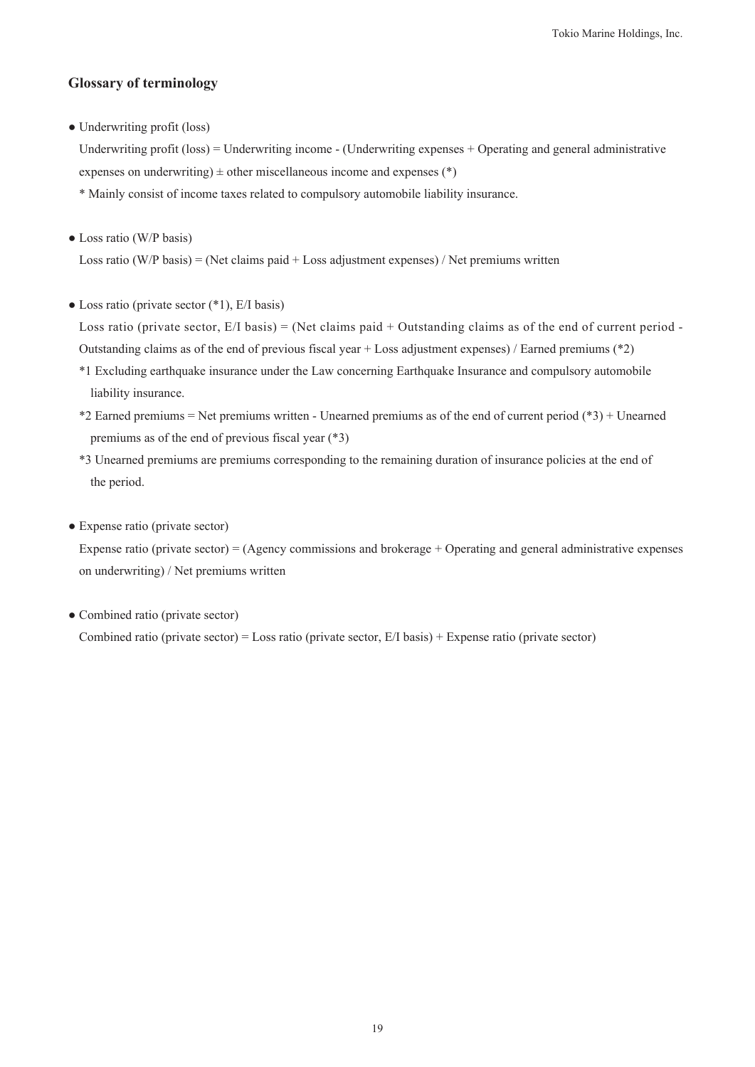## Glossary of terminology

● Underwriting profit (loss)

Underwriting profit (loss) = Underwriting income - (Underwriting expenses + Operating and general administrative expenses on underwriting) ± other miscellaneous income and expenses (*)

\* Mainly consist of income taxes related to compulsory automobile liability insurance.

● Loss ratio (W/P basis)

Loss ratio (W/P basis) = (Net claims paid + Loss adjustment expenses) / Net premiums written

● Loss ratio (private sector (*1), E/I basis)

Loss ratio (private sector, E/I basis) = (Net claims paid + Outstanding claims as of the end of current period - Outstanding claims as of the end of previous fiscal year + Loss adjustment expenses) / Earned premiums (*2)

*1 Excluding earthquake insurance under the Law concerning Earthquake Insurance and compulsory automobile liability insurance.

*2 Earned premiums = Net premiums written - Unearned premiums as of the end of current period (*3) + Unearned premiums as of the end of previous fiscal year (*3)

*3 Unearned premiums are premiums corresponding to the remaining duration of insurance policies at the end of the period.

● Expense ratio (private sector)

Expense ratio (private sector) = (Agency commissions and brokerage + Operating and general administrative expenses on underwriting) / Net premiums written

● Combined ratio (private sector)

Combined ratio (private sector) = Loss ratio (private sector, E/I basis) + Expense ratio (private sector)